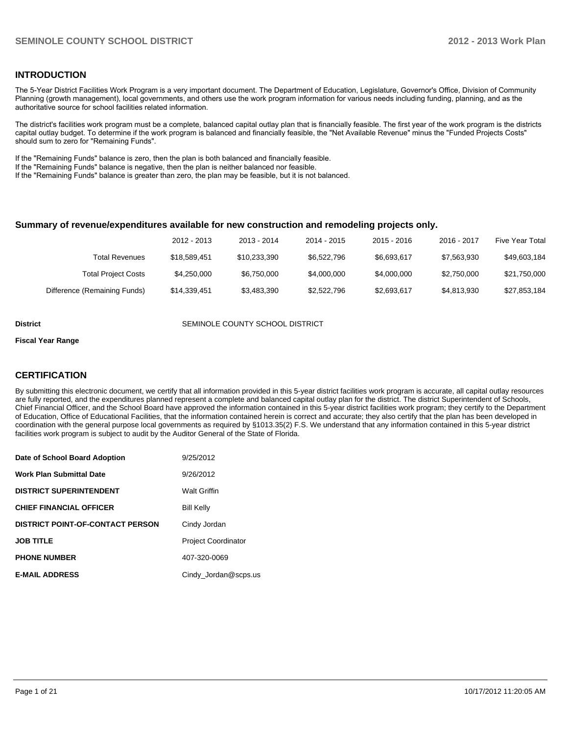## INTRODUCTION

The 5-Year District Facilities Work Program is a very important document. The Department of Education, Legislature, Governor's Office, Division of Community Planning (growth management), local governments, and others use the work program information for various needs including funding, planning, and as the authoritative source for school facilities related information.

The district's facilities work program must be a complete, balanced capital outlay plan that is financially feasible. The first year of the work program is the districts capital outlay budget. To determine if the work program is balanced and financially feasible, the "Net Available Revenue" minus the "Funded Projects Costs" should sum to zero for "Remaining Funds".

If the "Remaining Funds" balance is zero, then the plan is both balanced and financially feasible.
If the "Remaining Funds" balance is negative, then the plan is neither balanced nor feasible.
If the "Remaining Funds" balance is greater than zero, the plan may be feasible, but it is not balanced.

### Summary of revenue/expenditures available for new construction and remodeling projects only.

| | 2012 - 2013 | 2013 - 2014 | 2014 - 2015 | 2015 - 2016 | 2016 - 2017 | Five Year Total |
|---|---|---|---|---|---|---|
| Total Revenues | $18,589,451 | $10,233,390 | $6,522,796 | $6,693,617 | $7,563,930 | $49,603,184 |
| Total Project Costs | $4,250,000 | $6,750,000 | $4,000,000 | $4,000,000 | $2,750,000 | $21,750,000 |
| Difference (Remaining Funds) | $14,339,451 | $3,483,390 | $2,522,796 | $2,693,617 | $4,813,930 | $27,853,184 |

**District** SEMINOLE COUNTY SCHOOL DISTRICT

**Fiscal Year Range**

## CERTIFICATION

By submitting this electronic document, we certify that all information provided in this 5-year district facilities work program is accurate, all capital outlay resources are fully reported, and the expenditures planned represent a complete and balanced capital outlay plan for the district. The district Superintendent of Schools, Chief Financial Officer, and the School Board have approved the information contained in this 5-year district facilities work program; they certify to the Department of Education, Office of Educational Facilities, that the information contained herein is correct and accurate; they also certify that the plan has been developed in coordination with the general purpose local governments as required by §1013.35(2) F.S. We understand that any information contained in this 5-year district facilities work program is subject to audit by the Auditor General of the State of Florida.

| | |
|---|---|
| **Date of School Board Adoption** | 9/25/2012 |
| **Work Plan Submittal Date** | 9/26/2012 |
| **DISTRICT SUPERINTENDENT** | Walt Griffin |
| **CHIEF FINANCIAL OFFICER** | Bill Kelly |
| **DISTRICT POINT-OF-CONTACT PERSON** | Cindy Jordan |
| **JOB TITLE** | Project Coordinator |
| **PHONE NUMBER** | 407-320-0069 |
| **E-MAIL ADDRESS** | Cindy_Jordan@scps.us |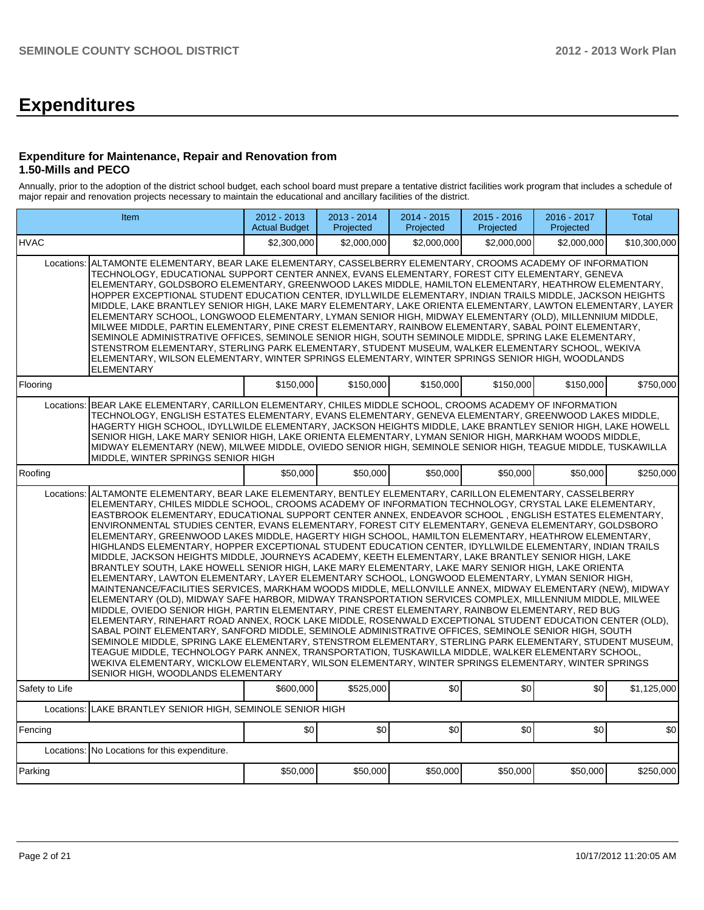# Expenditures

### Expenditure for Maintenance, Repair and Renovation from 1.50-Mills and PECO

Annually, prior to the adoption of the district school budget, each school board must prepare a tentative district facilities work program that includes a schedule of major repair and renovation projects necessary to maintain the educational and ancillary facilities of the district.

| Item | | 2012 - 2013 Actual Budget | 2013 - 2014 Projected | 2014 - 2015 Projected | 2015 - 2016 Projected | 2016 - 2017 Projected | Total |
|---|---|---|---|---|---|---|---|
| HVAC | | $2,300,000 | $2,000,000 | $2,000,000 | $2,000,000 | $2,000,000 | $10,300,000 |
| Locations: | ALTAMONTE ELEMENTARY, BEAR LAKE ELEMENTARY, CASSELBERRY ELEMENTARY, CROOMS ACADEMY OF INFORMATION TECHNOLOGY, EDUCATIONAL SUPPORT CENTER ANNEX, EVANS ELEMENTARY, FOREST CITY ELEMENTARY, GENEVA ELEMENTARY, GOLDSBORO ELEMENTARY, GREENWOOD LAKES MIDDLE, HAMILTON ELEMENTARY, HEATHROW ELEMENTARY, HOPPER EXCEPTIONAL STUDENT EDUCATION CENTER, IDYLLWILDE ELEMENTARY, INDIAN TRAILS MIDDLE, JACKSON HEIGHTS MIDDLE, LAKE BRANTLEY SENIOR HIGH, LAKE MARY ELEMENTARY, LAKE ORIENTA ELEMENTARY, LAWTON ELEMENTARY, LAYER ELEMENTARY SCHOOL, LONGWOOD ELEMENTARY, LYMAN SENIOR HIGH, MIDWAY ELEMENTARY (OLD), MILLENNIUM MIDDLE, MILWEE MIDDLE, PARTIN ELEMENTARY, PINE CREST ELEMENTARY, RAINBOW ELEMENTARY, SABAL POINT ELEMENTARY, SEMINOLE ADMINISTRATIVE OFFICES, SEMINOLE SENIOR HIGH, SOUTH SEMINOLE MIDDLE, SPRING LAKE ELEMENTARY, STENSTROM ELEMENTARY, STERLING PARK ELEMENTARY, STUDENT MUSEUM, WALKER ELEMENTARY SCHOOL, WEKIVA ELEMENTARY, WILSON ELEMENTARY, WINTER SPRINGS ELEMENTARY, WINTER SPRINGS SENIOR HIGH, WOODLANDS ELEMENTARY | | | | | | |
| Flooring | | $150,000 | $150,000 | $150,000 | $150,000 | $150,000 | $750,000 |
| Locations: | BEAR LAKE ELEMENTARY, CARILLON ELEMENTARY, CHILES MIDDLE SCHOOL, CROOMS ACADEMY OF INFORMATION TECHNOLOGY, ENGLISH ESTATES ELEMENTARY, EVANS ELEMENTARY, GENEVA ELEMENTARY, GREENWOOD LAKES MIDDLE, HAGERTY HIGH SCHOOL, IDYLLWILDE ELEMENTARY, JACKSON HEIGHTS MIDDLE, LAKE BRANTLEY SENIOR HIGH, LAKE HOWELL SENIOR HIGH, LAKE MARY SENIOR HIGH, LAKE ORIENTA ELEMENTARY, LYMAN SENIOR HIGH, MARKHAM WOODS MIDDLE, MIDWAY ELEMENTARY (NEW), MILWEE MIDDLE, OVIEDO SENIOR HIGH, SEMINOLE SENIOR HIGH, TEAGUE MIDDLE, TUSKAWILLA MIDDLE, WINTER SPRINGS SENIOR HIGH | | | | | | |
| Roofing | | $50,000 | $50,000 | $50,000 | $50,000 | $50,000 | $250,000 |
| Locations: | ALTAMONTE ELEMENTARY, BEAR LAKE ELEMENTARY, BENTLEY ELEMENTARY, CARILLON ELEMENTARY, CASSELBERRY ELEMENTARY, CHILES MIDDLE SCHOOL, CROOMS ACADEMY OF INFORMATION TECHNOLOGY, CRYSTAL LAKE ELEMENTARY, EASTBROOK ELEMENTARY, EDUCATIONAL SUPPORT CENTER ANNEX, ENDEAVOR SCHOOL , ENGLISH ESTATES ELEMENTARY, ENVIRONMENTAL STUDIES CENTER, EVANS ELEMENTARY, FOREST CITY ELEMENTARY, GENEVA ELEMENTARY, GOLDSBORO ELEMENTARY, GREENWOOD LAKES MIDDLE, HAGERTY HIGH SCHOOL, HAMILTON ELEMENTARY, HEATHROW ELEMENTARY, HIGHLANDS ELEMENTARY, HOPPER EXCEPTIONAL STUDENT EDUCATION CENTER, IDYLLWILDE ELEMENTARY, INDIAN TRAILS MIDDLE, JACKSON HEIGHTS MIDDLE, JOURNEYS ACADEMY, KEETH ELEMENTARY, LAKE BRANTLEY SENIOR HIGH, LAKE BRANTLEY SOUTH, LAKE HOWELL SENIOR HIGH, LAKE MARY ELEMENTARY, LAKE MARY SENIOR HIGH, LAKE ORIENTA ELEMENTARY, LAWTON ELEMENTARY, LAYER ELEMENTARY SCHOOL, LONGWOOD ELEMENTARY, LYMAN SENIOR HIGH, MAINTENANCE/FACILITIES SERVICES, MARKHAM WOODS MIDDLE, MELLONVILLE ANNEX, MIDWAY ELEMENTARY (NEW), MIDWAY ELEMENTARY (OLD), MIDWAY SAFE HARBOR, MIDWAY TRANSPORTATION SERVICES COMPLEX, MILLENNIUM MIDDLE, MILWEE MIDDLE, OVIEDO SENIOR HIGH, PARTIN ELEMENTARY, PINE CREST ELEMENTARY, RAINBOW ELEMENTARY, RED BUG ELEMENTARY, RINEHART ROAD ANNEX, ROCK LAKE MIDDLE, ROSENWALD EXCEPTIONAL STUDENT EDUCATION CENTER (OLD), SABAL POINT ELEMENTARY, SANFORD MIDDLE, SEMINOLE ADMINISTRATIVE OFFICES, SEMINOLE SENIOR HIGH, SOUTH SEMINOLE MIDDLE, SPRING LAKE ELEMENTARY, STENSTROM ELEMENTARY, STERLING PARK ELEMENTARY, STUDENT MUSEUM, TEAGUE MIDDLE, TECHNOLOGY PARK ANNEX, TRANSPORTATION, TUSKAWILLA MIDDLE, WALKER ELEMENTARY SCHOOL, WEKIVA ELEMENTARY, WICKLOW ELEMENTARY, WILSON ELEMENTARY, WINTER SPRINGS ELEMENTARY, WINTER SPRINGS SENIOR HIGH, WOODLANDS ELEMENTARY | | | | | | |
| Safety to Life | | $600,000 | $525,000 | $0 | $0 | $0 | $1,125,000 |
| Locations: | LAKE BRANTLEY SENIOR HIGH, SEMINOLE SENIOR HIGH | | | | | | |
| Fencing | | $0 | $0 | $0 | $0 | $0 | $0 |
| Locations: | No Locations for this expenditure. | | | | | | |
| Parking | | $50,000 | $50,000 | $50,000 | $50,000 | $50,000 | $250,000 |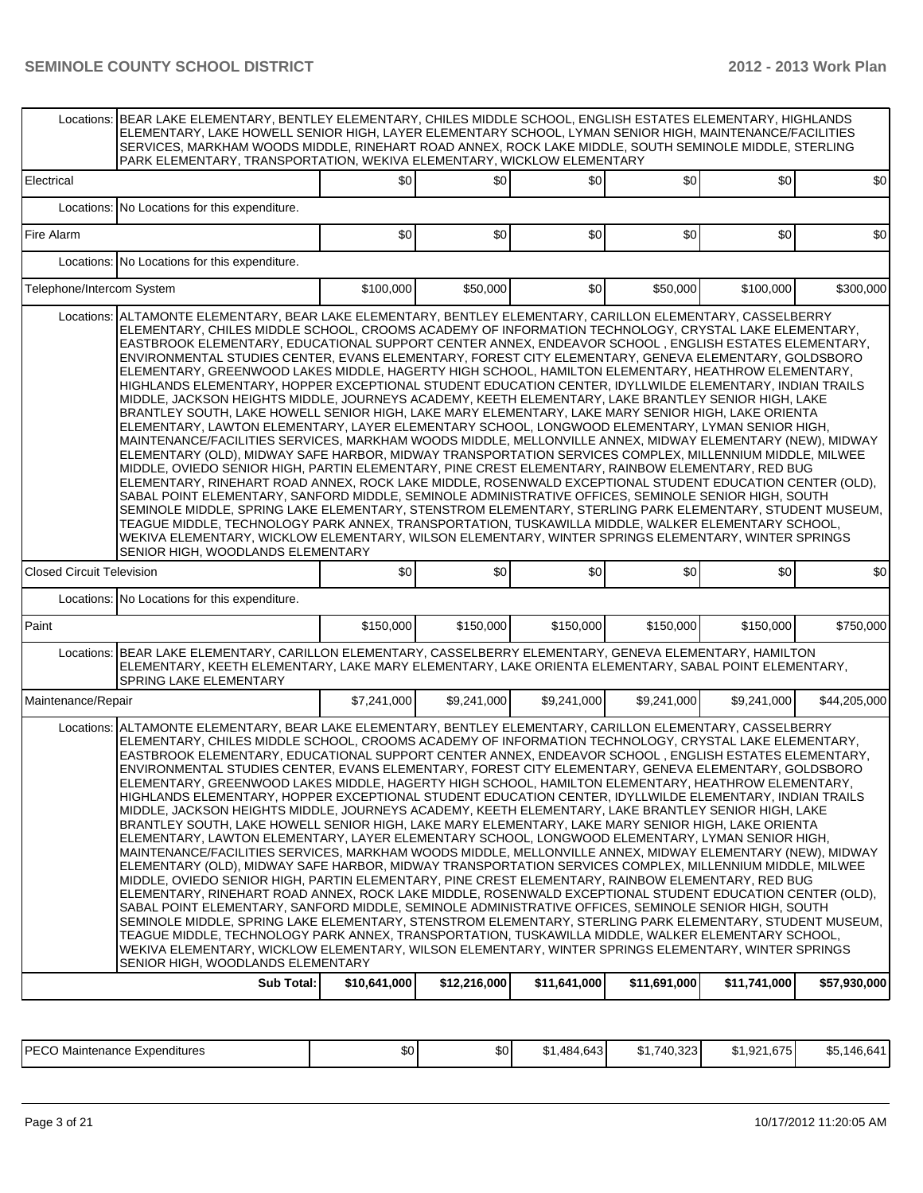| | | | | | | | |
|---|---|---|---|---|---|---|---|
| Locations: | BEAR LAKE ELEMENTARY, BENTLEY ELEMENTARY, CHILES MIDDLE SCHOOL, ENGLISH ESTATES ELEMENTARY, HIGHLANDS ELEMENTARY, LAKE HOWELL SENIOR HIGH, LAYER ELEMENTARY SCHOOL, LYMAN SENIOR HIGH, MAINTENANCE/FACILITIES SERVICES, MARKHAM WOODS MIDDLE, RINEHART ROAD ANNEX, ROCK LAKE MIDDLE, SOUTH SEMINOLE MIDDLE, STERLING PARK ELEMENTARY, TRANSPORTATION, WEKIVA ELEMENTARY, WICKLOW ELEMENTARY | | | | | | |
| Electrical | | $0 | $0 | $0 | $0 | $0 | $0 |
| Locations: | No Locations for this expenditure. | | | | | | |
| Fire Alarm | | $0 | $0 | $0 | $0 | $0 | $0 |
| Locations: | No Locations for this expenditure. | | | | | | |
| Telephone/Intercom System | | $100,000 | $50,000 | $0 | $50,000 | $100,000 | $300,000 |
| Locations: | ALTAMONTE ELEMENTARY, BEAR LAKE ELEMENTARY, BENTLEY ELEMENTARY, CARILLON ELEMENTARY, CASSELBERRY ELEMENTARY, CHILES MIDDLE SCHOOL, CROOMS ACADEMY OF INFORMATION TECHNOLOGY, CRYSTAL LAKE ELEMENTARY, EASTBROOK ELEMENTARY, EDUCATIONAL SUPPORT CENTER ANNEX, ENDEAVOR SCHOOL , ENGLISH ESTATES ELEMENTARY, ENVIRONMENTAL STUDIES CENTER, EVANS ELEMENTARY, FOREST CITY ELEMENTARY, GENEVA ELEMENTARY, GOLDSBORO ELEMENTARY, GREENWOOD LAKES MIDDLE, HAGERTY HIGH SCHOOL, HAMILTON ELEMENTARY, HEATHROW ELEMENTARY, HIGHLANDS ELEMENTARY, HOPPER EXCEPTIONAL STUDENT EDUCATION CENTER, IDYLLWILDE ELEMENTARY, INDIAN TRAILS MIDDLE, JACKSON HEIGHTS MIDDLE, JOURNEYS ACADEMY, KEETH ELEMENTARY, LAKE BRANTLEY SENIOR HIGH, LAKE BRANTLEY SOUTH, LAKE HOWELL SENIOR HIGH, LAKE MARY ELEMENTARY, LAKE MARY SENIOR HIGH, LAKE ORIENTA ELEMENTARY, LAWTON ELEMENTARY, LAYER ELEMENTARY SCHOOL, LONGWOOD ELEMENTARY, LYMAN SENIOR HIGH, MAINTENANCE/FACILITIES SERVICES, MARKHAM WOODS MIDDLE, MELLONVILLE ANNEX, MIDWAY ELEMENTARY (NEW), MIDWAY ELEMENTARY (OLD), MIDWAY SAFE HARBOR, MIDWAY TRANSPORTATION SERVICES COMPLEX, MILLENNIUM MIDDLE, MILWEE MIDDLE, OVIEDO SENIOR HIGH, PARTIN ELEMENTARY, PINE CREST ELEMENTARY, RAINBOW ELEMENTARY, RED BUG ELEMENTARY, RINEHART ROAD ANNEX, ROCK LAKE MIDDLE, ROSENWALD EXCEPTIONAL STUDENT EDUCATION CENTER (OLD), SABAL POINT ELEMENTARY, SANFORD MIDDLE, SEMINOLE ADMINISTRATIVE OFFICES, SEMINOLE SENIOR HIGH, SOUTH SEMINOLE MIDDLE, SPRING LAKE ELEMENTARY, STENSTROM ELEMENTARY, STERLING PARK ELEMENTARY, STUDENT MUSEUM, TEAGUE MIDDLE, TECHNOLOGY PARK ANNEX, TRANSPORTATION, TUSKAWILLA MIDDLE, WALKER ELEMENTARY SCHOOL, WEKIVA ELEMENTARY, WICKLOW ELEMENTARY, WILSON ELEMENTARY, WINTER SPRINGS ELEMENTARY, WINTER SPRINGS SENIOR HIGH, WOODLANDS ELEMENTARY | | | | | | |
| Closed Circuit Television | | $0 | $0 | $0 | $0 | $0 | $0 |
| Locations: | No Locations for this expenditure. | | | | | | |
| Paint | | $150,000 | $150,000 | $150,000 | $150,000 | $150,000 | $750,000 |
| Locations: | BEAR LAKE ELEMENTARY, CARILLON ELEMENTARY, CASSELBERRY ELEMENTARY, GENEVA ELEMENTARY, HAMILTON ELEMENTARY, KEETH ELEMENTARY, LAKE MARY ELEMENTARY, LAKE ORIENTA ELEMENTARY, SABAL POINT ELEMENTARY, SPRING LAKE ELEMENTARY | | | | | | |
| Maintenance/Repair | | $7,241,000 | $9,241,000 | $9,241,000 | $9,241,000 | $9,241,000 | $44,205,000 |
| Locations: | ALTAMONTE ELEMENTARY, BEAR LAKE ELEMENTARY, BENTLEY ELEMENTARY, CARILLON ELEMENTARY, CASSELBERRY ELEMENTARY, CHILES MIDDLE SCHOOL, CROOMS ACADEMY OF INFORMATION TECHNOLOGY, CRYSTAL LAKE ELEMENTARY, EASTBROOK ELEMENTARY, EDUCATIONAL SUPPORT CENTER ANNEX, ENDEAVOR SCHOOL , ENGLISH ESTATES ELEMENTARY, ENVIRONMENTAL STUDIES CENTER, EVANS ELEMENTARY, FOREST CITY ELEMENTARY, GENEVA ELEMENTARY, GOLDSBORO ELEMENTARY, GREENWOOD LAKES MIDDLE, HAGERTY HIGH SCHOOL, HAMILTON ELEMENTARY, HEATHROW ELEMENTARY, HIGHLANDS ELEMENTARY, HOPPER EXCEPTIONAL STUDENT EDUCATION CENTER, IDYLLWILDE ELEMENTARY, INDIAN TRAILS MIDDLE, JACKSON HEIGHTS MIDDLE, JOURNEYS ACADEMY, KEETH ELEMENTARY, LAKE BRANTLEY SENIOR HIGH, LAKE BRANTLEY SOUTH, LAKE HOWELL SENIOR HIGH, LAKE MARY ELEMENTARY, LAKE MARY SENIOR HIGH, LAKE ORIENTA ELEMENTARY, LAWTON ELEMENTARY, LAYER ELEMENTARY SCHOOL, LONGWOOD ELEMENTARY, LYMAN SENIOR HIGH, MAINTENANCE/FACILITIES SERVICES, MARKHAM WOODS MIDDLE, MELLONVILLE ANNEX, MIDWAY ELEMENTARY (NEW), MIDWAY ELEMENTARY (OLD), MIDWAY SAFE HARBOR, MIDWAY TRANSPORTATION SERVICES COMPLEX, MILLENNIUM MIDDLE, MILWEE MIDDLE, OVIEDO SENIOR HIGH, PARTIN ELEMENTARY, PINE CREST ELEMENTARY, RAINBOW ELEMENTARY, RED BUG ELEMENTARY, RINEHART ROAD ANNEX, ROCK LAKE MIDDLE, ROSENWALD EXCEPTIONAL STUDENT EDUCATION CENTER (OLD), SABAL POINT ELEMENTARY, SANFORD MIDDLE, SEMINOLE ADMINISTRATIVE OFFICES, SEMINOLE SENIOR HIGH, SOUTH SEMINOLE MIDDLE, SPRING LAKE ELEMENTARY, STENSTROM ELEMENTARY, STERLING PARK ELEMENTARY, STUDENT MUSEUM, TEAGUE MIDDLE, TECHNOLOGY PARK ANNEX, TRANSPORTATION, TUSKAWILLA MIDDLE, WALKER ELEMENTARY SCHOOL, WEKIVA ELEMENTARY, WICKLOW ELEMENTARY, WILSON ELEMENTARY, WINTER SPRINGS ELEMENTARY, WINTER SPRINGS SENIOR HIGH, WOODLANDS ELEMENTARY | | | | | | |
| | **Sub Total:** | **$10,641,000** | **$12,216,000** | **$11,641,000** | **$11,691,000** | **$11,741,000** | **$57,930,000** |

| | | | | | | |
|---|---|---|---|---|---|---|
| PECO Maintenance Expenditures | $0 | $0 | $1,484,643 | $1,740,323 | $1,921,675 | $5,146,641 |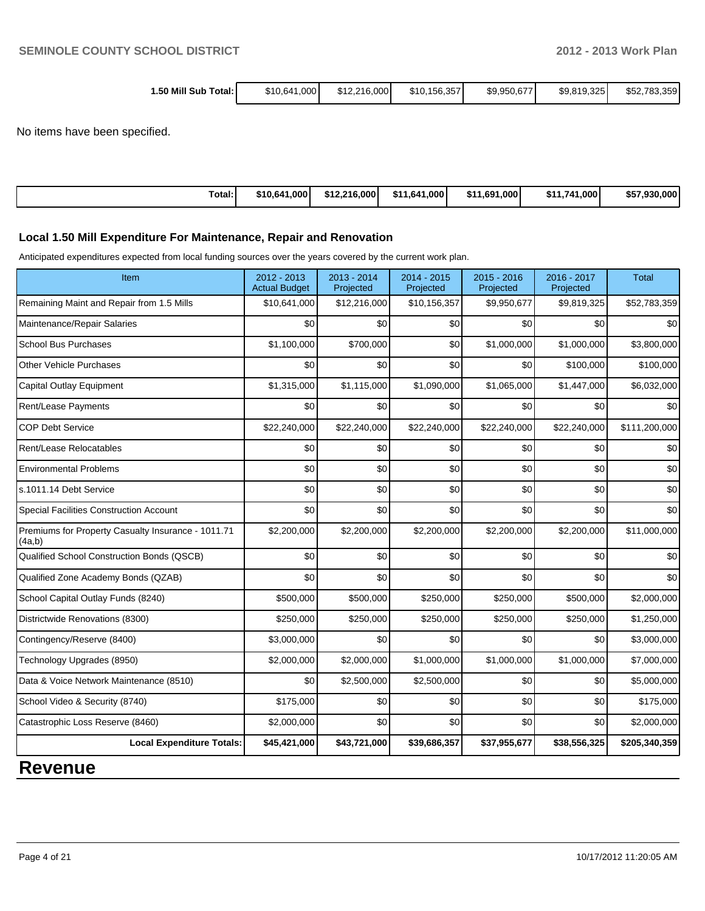| 1.50 Mill Sub Total: | $10,641,000 | $12,216,000 | $10,156,357 | $9,950,677 | $9,819,325 | $52,783,359 |
|---|---|---|---|---|---|---|

No items have been specified.

| Total: | $10,641,000 | $12,216,000 | $11,641,000 | $11,691,000 | $11,741,000 | $57,930,000 |
|---|---|---|---|---|---|---|

### Local 1.50 Mill Expenditure For Maintenance, Repair and Renovation

Anticipated expenditures expected from local funding sources over the years covered by the current work plan.

| Item | 2012 - 2013 Actual Budget | 2013 - 2014 Projected | 2014 - 2015 Projected | 2015 - 2016 Projected | 2016 - 2017 Projected | Total |
|---|---|---|---|---|---|---|
| Remaining Maint and Repair from 1.5 Mills | $10,641,000 | $12,216,000 | $10,156,357 | $9,950,677 | $9,819,325 | $52,783,359 |
| Maintenance/Repair Salaries | $0 | $0 | $0 | $0 | $0 | $0 |
| School Bus Purchases | $1,100,000 | $700,000 | $0 | $1,000,000 | $1,000,000 | $3,800,000 |
| Other Vehicle Purchases | $0 | $0 | $0 | $0 | $100,000 | $100,000 |
| Capital Outlay Equipment | $1,315,000 | $1,115,000 | $1,090,000 | $1,065,000 | $1,447,000 | $6,032,000 |
| Rent/Lease Payments | $0 | $0 | $0 | $0 | $0 | $0 |
| COP Debt Service | $22,240,000 | $22,240,000 | $22,240,000 | $22,240,000 | $22,240,000 | $111,200,000 |
| Rent/Lease Relocatables | $0 | $0 | $0 | $0 | $0 | $0 |
| Environmental Problems | $0 | $0 | $0 | $0 | $0 | $0 |
| s.1011.14 Debt Service | $0 | $0 | $0 | $0 | $0 | $0 |
| Special Facilities Construction Account | $0 | $0 | $0 | $0 | $0 | $0 |
| Premiums for Property Casualty Insurance - 1011.71 (4a,b) | $2,200,000 | $2,200,000 | $2,200,000 | $2,200,000 | $2,200,000 | $11,000,000 |
| Qualified School Construction Bonds (QSCB) | $0 | $0 | $0 | $0 | $0 | $0 |
| Qualified Zone Academy Bonds (QZAB) | $0 | $0 | $0 | $0 | $0 | $0 |
| School Capital Outlay Funds (8240) | $500,000 | $500,000 | $250,000 | $250,000 | $500,000 | $2,000,000 |
| Districtwide Renovations (8300) | $250,000 | $250,000 | $250,000 | $250,000 | $250,000 | $1,250,000 |
| Contingency/Reserve (8400) | $3,000,000 | $0 | $0 | $0 | $0 | $3,000,000 |
| Technology Upgrades (8950) | $2,000,000 | $2,000,000 | $1,000,000 | $1,000,000 | $1,000,000 | $7,000,000 |
| Data & Voice Network Maintenance (8510) | $0 | $2,500,000 | $2,500,000 | $0 | $0 | $5,000,000 |
| School Video & Security (8740) | $175,000 | $0 | $0 | $0 | $0 | $175,000 |
| Catastrophic Loss Reserve (8460) | $2,000,000 | $0 | $0 | $0 | $0 | $2,000,000 |
| **Local Expenditure Totals:** | **$45,421,000** | **$43,721,000** | **$39,686,357** | **$37,955,677** | **$38,556,325** | **$205,340,359** |

# Revenue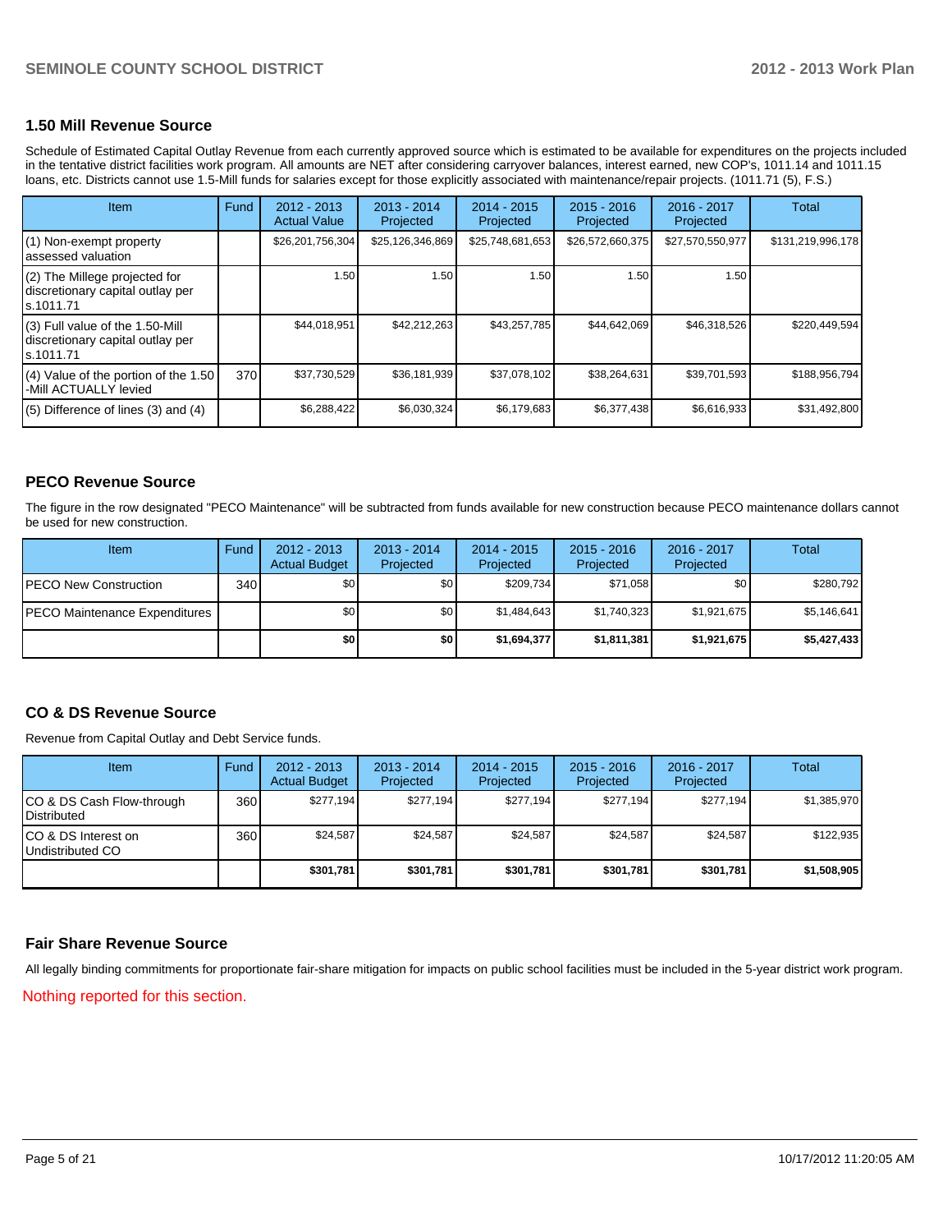## 1.50 Mill Revenue Source

Schedule of Estimated Capital Outlay Revenue from each currently approved source which is estimated to be available for expenditures on the projects included in the tentative district facilities work program. All amounts are NET after considering carryover balances, interest earned, new COP's, 1011.14 and 1011.15 loans, etc. Districts cannot use 1.5-Mill funds for salaries except for those explicitly associated with maintenance/repair projects. (1011.71 (5), F.S.)

| Item | Fund | 2012 - 2013 Actual Value | 2013 - 2014 Projected | 2014 - 2015 Projected | 2015 - 2016 Projected | 2016 - 2017 Projected | Total |
|---|---|---|---|---|---|---|---|
| (1) Non-exempt property assessed valuation | | $26,201,756,304 | $25,126,346,869 | $25,748,681,653 | $26,572,660,375 | $27,570,550,977 | $131,219,996,178 |
| (2) The Millege projected for discretionary capital outlay per s.1011.71 | | 1.50 | 1.50 | 1.50 | 1.50 | 1.50 | |
| (3) Full value of the 1.50-Mill discretionary capital outlay per s.1011.71 | | $44,018,951 | $42,212,263 | $43,257,785 | $44,642,069 | $46,318,526 | $220,449,594 |
| (4) Value of the portion of the 1.50 -Mill ACTUALLY levied | 370 | $37,730,529 | $36,181,939 | $37,078,102 | $38,264,631 | $39,701,593 | $188,956,794 |
| (5) Difference of lines (3) and (4) | | $6,288,422 | $6,030,324 | $6,179,683 | $6,377,438 | $6,616,933 | $31,492,800 |

## PECO Revenue Source

The figure in the row designated "PECO Maintenance" will be subtracted from funds available for new construction because PECO maintenance dollars cannot be used for new construction.

| Item | Fund | 2012 - 2013 Actual Budget | 2013 - 2014 Projected | 2014 - 2015 Projected | 2015 - 2016 Projected | 2016 - 2017 Projected | Total |
|---|---|---|---|---|---|---|---|
| PECO New Construction | 340 | $0 | $0 | $209,734 | $71,058 | $0 | $280,792 |
| PECO Maintenance Expenditures | | $0 | $0 | $1,484,643 | $1,740,323 | $1,921,675 | $5,146,641 |
| | | **$0** | **$0** | **$1,694,377** | **$1,811,381** | **$1,921,675** | **$5,427,433** |

## CO & DS Revenue Source

Revenue from Capital Outlay and Debt Service funds.

| Item | Fund | 2012 - 2013 Actual Budget | 2013 - 2014 Projected | 2014 - 2015 Projected | 2015 - 2016 Projected | 2016 - 2017 Projected | Total |
|---|---|---|---|---|---|---|---|
| CO & DS Cash Flow-through Distributed | 360 | $277,194 | $277,194 | $277,194 | $277,194 | $277,194 | $1,385,970 |
| CO & DS Interest on Undistributed CO | 360 | $24,587 | $24,587 | $24,587 | $24,587 | $24,587 | $122,935 |
| | | **$301,781** | **$301,781** | **$301,781** | **$301,781** | **$301,781** | **$1,508,905** |

## Fair Share Revenue Source

All legally binding commitments for proportionate fair-share mitigation for impacts on public school facilities must be included in the 5-year district work program.

Nothing reported for this section.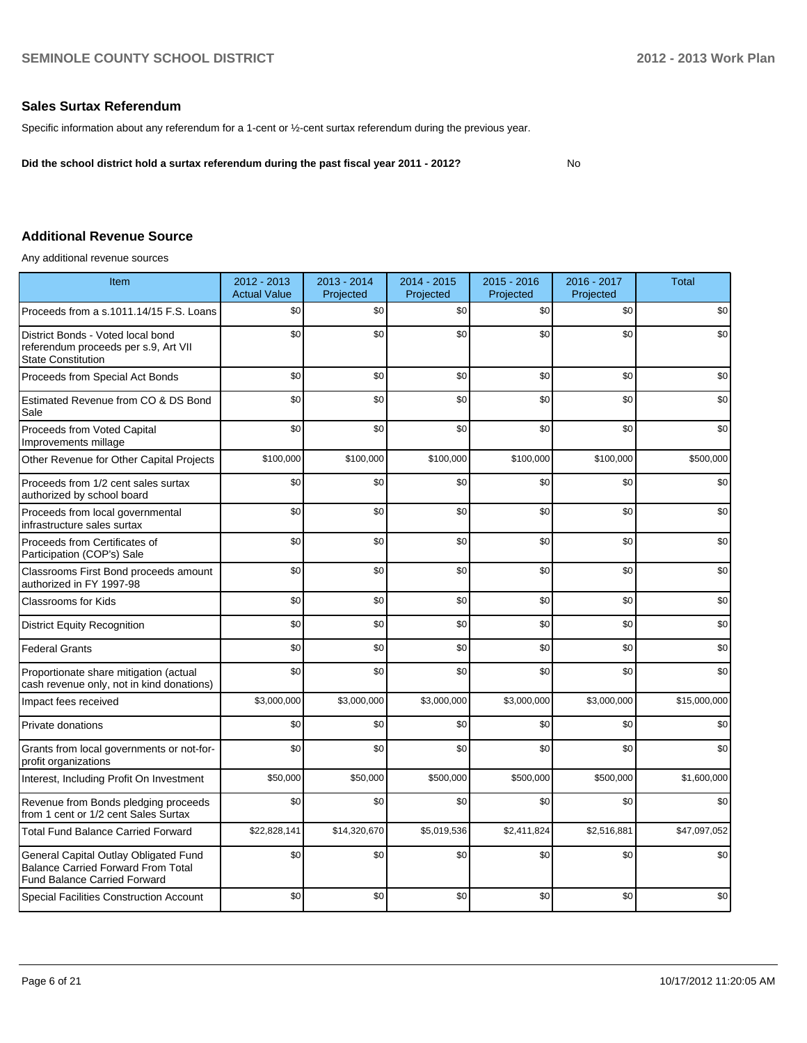## Sales Surtax Referendum

Specific information about any referendum for a 1-cent or ½-cent surtax referendum during the previous year.

**Did the school district hold a surtax referendum during the past fiscal year 2011 - 2012?** No

## Additional Revenue Source

Any additional revenue sources

| Item | 2012 - 2013 Actual Value | 2013 - 2014 Projected | 2014 - 2015 Projected | 2015 - 2016 Projected | 2016 - 2017 Projected | Total |
|---|---|---|---|---|---|---|
| Proceeds from a s.1011.14/15 F.S. Loans | $0 | $0 | $0 | $0 | $0 | $0 |
| District Bonds - Voted local bond referendum proceeds per s.9, Art VII State Constitution | $0 | $0 | $0 | $0 | $0 | $0 |
| Proceeds from Special Act Bonds | $0 | $0 | $0 | $0 | $0 | $0 |
| Estimated Revenue from CO & DS Bond Sale | $0 | $0 | $0 | $0 | $0 | $0 |
| Proceeds from Voted Capital Improvements millage | $0 | $0 | $0 | $0 | $0 | $0 |
| Other Revenue for Other Capital Projects | $100,000 | $100,000 | $100,000 | $100,000 | $100,000 | $500,000 |
| Proceeds from 1/2 cent sales surtax authorized by school board | $0 | $0 | $0 | $0 | $0 | $0 |
| Proceeds from local governmental infrastructure sales surtax | $0 | $0 | $0 | $0 | $0 | $0 |
| Proceeds from Certificates of Participation (COP's) Sale | $0 | $0 | $0 | $0 | $0 | $0 |
| Classrooms First Bond proceeds amount authorized in FY 1997-98 | $0 | $0 | $0 | $0 | $0 | $0 |
| Classrooms for Kids | $0 | $0 | $0 | $0 | $0 | $0 |
| District Equity Recognition | $0 | $0 | $0 | $0 | $0 | $0 |
| Federal Grants | $0 | $0 | $0 | $0 | $0 | $0 |
| Proportionate share mitigation (actual cash revenue only, not in kind donations) | $0 | $0 | $0 | $0 | $0 | $0 |
| Impact fees received | $3,000,000 | $3,000,000 | $3,000,000 | $3,000,000 | $3,000,000 | $15,000,000 |
| Private donations | $0 | $0 | $0 | $0 | $0 | $0 |
| Grants from local governments or not-for-profit organizations | $0 | $0 | $0 | $0 | $0 | $0 |
| Interest, Including Profit On Investment | $50,000 | $50,000 | $500,000 | $500,000 | $500,000 | $1,600,000 |
| Revenue from Bonds pledging proceeds from 1 cent or 1/2 cent Sales Surtax | $0 | $0 | $0 | $0 | $0 | $0 |
| Total Fund Balance Carried Forward | $22,828,141 | $14,320,670 | $5,019,536 | $2,411,824 | $2,516,881 | $47,097,052 |
| General Capital Outlay Obligated Fund Balance Carried Forward From Total Fund Balance Carried Forward | $0 | $0 | $0 | $0 | $0 | $0 |
| Special Facilities Construction Account | $0 | $0 | $0 | $0 | $0 | $0 |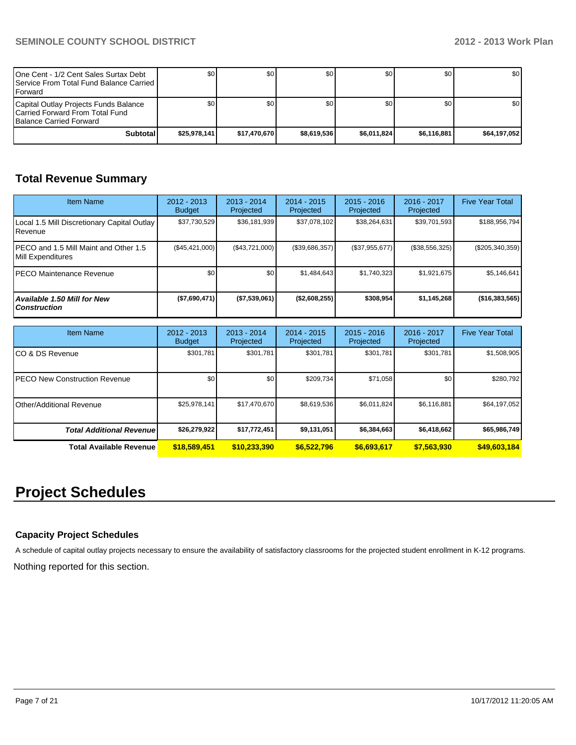| | | | | | | |
|---|---|---|---|---|---|---|
| One Cent - 1/2 Cent Sales Surtax Debt Service From Total Fund Balance Carried Forward | $0 | $0 | $0 | $0 | $0 | $0 |
| Capital Outlay Projects Funds Balance Carried Forward From Total Fund Balance Carried Forward | $0 | $0 | $0 | $0 | $0 | $0 |
| **Subtotal** | **$25,978,141** | **$17,470,670** | **$8,619,536** | **$6,011,824** | **$6,116,881** | **$64,197,052** |

## Total Revenue Summary

| Item Name | 2012 - 2013 Budget | 2013 - 2014 Projected | 2014 - 2015 Projected | 2015 - 2016 Projected | 2016 - 2017 Projected | Five Year Total |
|---|---|---|---|---|---|---|
| Local 1.5 Mill Discretionary Capital Outlay Revenue | $37,730,529 | $36,181,939 | $37,078,102 | $38,264,631 | $39,701,593 | $188,956,794 |
| PECO and 1.5 Mill Maint and Other 1.5 Mill Expenditures | ($45,421,000) | ($43,721,000) | ($39,686,357) | ($37,955,677) | ($38,556,325) | ($205,340,359) |
| PECO Maintenance Revenue | $0 | $0 | $1,484,643 | $1,740,323 | $1,921,675 | $5,146,641 |
| ***Available 1.50 Mill for New Construction*** | **($7,690,471)** | **($7,539,061)** | **($2,608,255)** | **$308,954** | **$1,145,268** | **($16,383,565)** |

| Item Name | 2012 - 2013 Budget | 2013 - 2014 Projected | 2014 - 2015 Projected | 2015 - 2016 Projected | 2016 - 2017 Projected | Five Year Total |
|---|---|---|---|---|---|---|
| CO & DS Revenue | $301,781 | $301,781 | $301,781 | $301,781 | $301,781 | $1,508,905 |
| PECO New Construction Revenue | $0 | $0 | $209,734 | $71,058 | $0 | $280,792 |
| Other/Additional Revenue | $25,978,141 | $17,470,670 | $8,619,536 | $6,011,824 | $6,116,881 | $64,197,052 |
| ***Total Additional Revenue*** | **$26,279,922** | **$17,772,451** | **$9,131,051** | **$6,384,663** | **$6,418,662** | **$65,986,749** |
| **Total Available Revenue** | **$18,589,451** | **$10,233,390** | **$6,522,796** | **$6,693,617** | **$7,563,930** | **$49,603,184** |

# Project Schedules

### Capacity Project Schedules

A schedule of capital outlay projects necessary to ensure the availability of satisfactory classrooms for the projected student enrollment in K-12 programs.

Nothing reported for this section.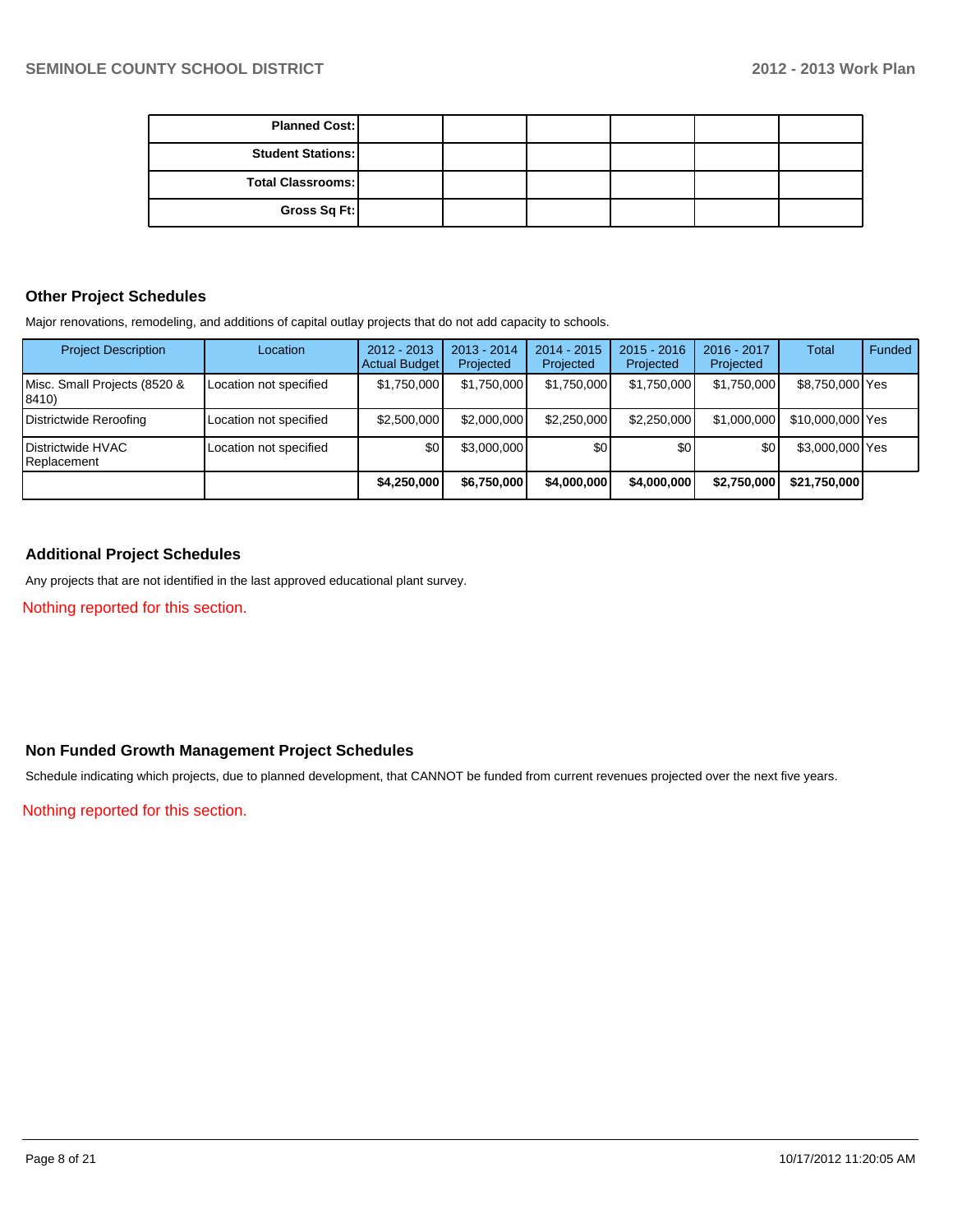| Planned Cost: | | | | | | |
|---|---|---|---|---|---|---|
| Student Stations: | | | | | | |
| Total Classrooms: | | | | | | |
| Gross Sq Ft: | | | | | | |

## Other Project Schedules

Major renovations, remodeling, and additions of capital outlay projects that do not add capacity to schools.

| Project Description | Location | 2012 - 2013 Actual Budget | 2013 - 2014 Projected | 2014 - 2015 Projected | 2015 - 2016 Projected | 2016 - 2017 Projected | Total | Funded |
|---|---|---|---|---|---|---|---|---|
| Misc. Small Projects (8520 & 8410) | Location not specified | $1,750,000 | $1,750,000 | $1,750,000 | $1,750,000 | $1,750,000 | $8,750,000 | Yes |
| Districtwide Reroofing | Location not specified | $2,500,000 | $2,000,000 | $2,250,000 | $2,250,000 | $1,000,000 | $10,000,000 | Yes |
| Districtwide HVAC Replacement | Location not specified | $0 | $3,000,000 | $0 | $0 | $0 | $3,000,000 | Yes |
| | | **$4,250,000** | **$6,750,000** | **$4,000,000** | **$4,000,000** | **$2,750,000** | **$21,750,000** | |

## Additional Project Schedules

Any projects that are not identified in the last approved educational plant survey.

Nothing reported for this section.

## Non Funded Growth Management Project Schedules

Schedule indicating which projects, due to planned development, that CANNOT be funded from current revenues projected over the next five years.

Nothing reported for this section.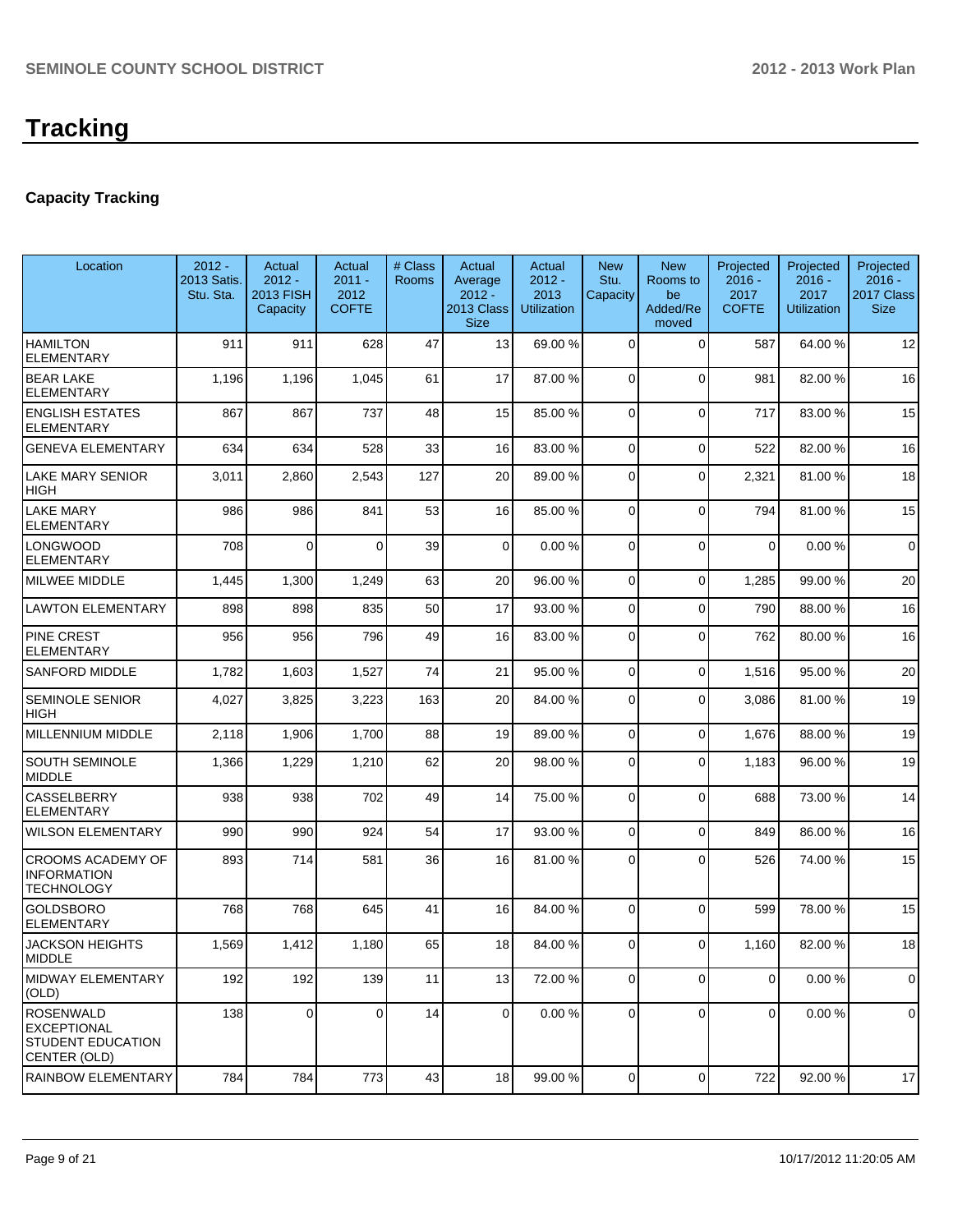# Tracking

## Capacity Tracking

| Location | 2012 - 2013 Satis. Stu. Sta. | Actual 2012 - 2013 FISH Capacity | Actual 2011 - 2012 COFTE | # Class Rooms | Actual Average 2012 - 2013 Class Size | Actual 2012 - 2013 Utilization | New Stu. Capacity | New Rooms to be Added/Removed | Projected 2016 - 2017 COFTE | Projected 2016 - 2017 Utilization | Projected 2016 - 2017 Class Size |
|---|---|---|---|---|---|---|---|---|---|---|---|
| HAMILTON ELEMENTARY | 911 | 911 | 628 | 47 | 13 | 69.00 % | 0 | 0 | 587 | 64.00 % | 12 |
| BEAR LAKE ELEMENTARY | 1,196 | 1,196 | 1,045 | 61 | 17 | 87.00 % | 0 | 0 | 981 | 82.00 % | 16 |
| ENGLISH ESTATES ELEMENTARY | 867 | 867 | 737 | 48 | 15 | 85.00 % | 0 | 0 | 717 | 83.00 % | 15 |
| GENEVA ELEMENTARY | 634 | 634 | 528 | 33 | 16 | 83.00 % | 0 | 0 | 522 | 82.00 % | 16 |
| LAKE MARY SENIOR HIGH | 3,011 | 2,860 | 2,543 | 127 | 20 | 89.00 % | 0 | 0 | 2,321 | 81.00 % | 18 |
| LAKE MARY ELEMENTARY | 986 | 986 | 841 | 53 | 16 | 85.00 % | 0 | 0 | 794 | 81.00 % | 15 |
| LONGWOOD ELEMENTARY | 708 | 0 | 0 | 39 | 0 | 0.00 % | 0 | 0 | 0 | 0.00 % | 0 |
| MILWEE MIDDLE | 1,445 | 1,300 | 1,249 | 63 | 20 | 96.00 % | 0 | 0 | 1,285 | 99.00 % | 20 |
| LAWTON ELEMENTARY | 898 | 898 | 835 | 50 | 17 | 93.00 % | 0 | 0 | 790 | 88.00 % | 16 |
| PINE CREST ELEMENTARY | 956 | 956 | 796 | 49 | 16 | 83.00 % | 0 | 0 | 762 | 80.00 % | 16 |
| SANFORD MIDDLE | 1,782 | 1,603 | 1,527 | 74 | 21 | 95.00 % | 0 | 0 | 1,516 | 95.00 % | 20 |
| SEMINOLE SENIOR HIGH | 4,027 | 3,825 | 3,223 | 163 | 20 | 84.00 % | 0 | 0 | 3,086 | 81.00 % | 19 |
| MILLENNIUM MIDDLE | 2,118 | 1,906 | 1,700 | 88 | 19 | 89.00 % | 0 | 0 | 1,676 | 88.00 % | 19 |
| SOUTH SEMINOLE MIDDLE | 1,366 | 1,229 | 1,210 | 62 | 20 | 98.00 % | 0 | 0 | 1,183 | 96.00 % | 19 |
| CASSELBERRY ELEMENTARY | 938 | 938 | 702 | 49 | 14 | 75.00 % | 0 | 0 | 688 | 73.00 % | 14 |
| WILSON ELEMENTARY | 990 | 990 | 924 | 54 | 17 | 93.00 % | 0 | 0 | 849 | 86.00 % | 16 |
| CROOMS ACADEMY OF INFORMATION TECHNOLOGY | 893 | 714 | 581 | 36 | 16 | 81.00 % | 0 | 0 | 526 | 74.00 % | 15 |
| GOLDSBORO ELEMENTARY | 768 | 768 | 645 | 41 | 16 | 84.00 % | 0 | 0 | 599 | 78.00 % | 15 |
| JACKSON HEIGHTS MIDDLE | 1,569 | 1,412 | 1,180 | 65 | 18 | 84.00 % | 0 | 0 | 1,160 | 82.00 % | 18 |
| MIDWAY ELEMENTARY (OLD) | 192 | 192 | 139 | 11 | 13 | 72.00 % | 0 | 0 | 0 | 0.00 % | 0 |
| ROSENWALD EXCEPTIONAL STUDENT EDUCATION CENTER (OLD) | 138 | 0 | 0 | 14 | 0 | 0.00 % | 0 | 0 | 0 | 0.00 % | 0 |
| RAINBOW ELEMENTARY | 784 | 784 | 773 | 43 | 18 | 99.00 % | 0 | 0 | 722 | 92.00 % | 17 |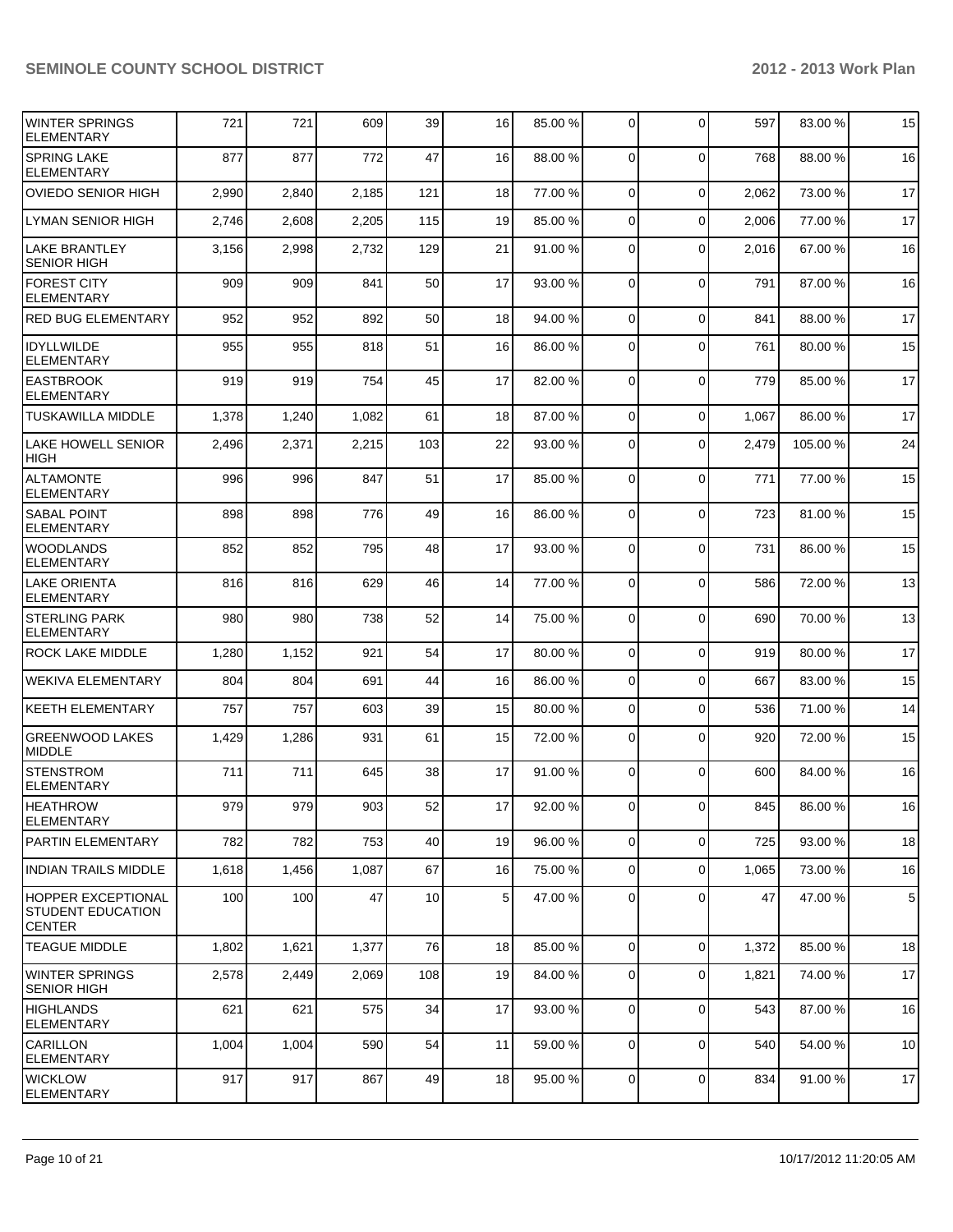| | | | | | | | | | | | |
|---|---|---|---|---|---|---|---|---|---|---|---|
| WINTER SPRINGS ELEMENTARY | 721 | 721 | 609 | 39 | 16 | 85.00 % | 0 | 0 | 597 | 83.00 % | 15 |
| SPRING LAKE ELEMENTARY | 877 | 877 | 772 | 47 | 16 | 88.00 % | 0 | 0 | 768 | 88.00 % | 16 |
| OVIEDO SENIOR HIGH | 2,990 | 2,840 | 2,185 | 121 | 18 | 77.00 % | 0 | 0 | 2,062 | 73.00 % | 17 |
| LYMAN SENIOR HIGH | 2,746 | 2,608 | 2,205 | 115 | 19 | 85.00 % | 0 | 0 | 2,006 | 77.00 % | 17 |
| LAKE BRANTLEY SENIOR HIGH | 3,156 | 2,998 | 2,732 | 129 | 21 | 91.00 % | 0 | 0 | 2,016 | 67.00 % | 16 |
| FOREST CITY ELEMENTARY | 909 | 909 | 841 | 50 | 17 | 93.00 % | 0 | 0 | 791 | 87.00 % | 16 |
| RED BUG ELEMENTARY | 952 | 952 | 892 | 50 | 18 | 94.00 % | 0 | 0 | 841 | 88.00 % | 17 |
| IDYLLWILDE ELEMENTARY | 955 | 955 | 818 | 51 | 16 | 86.00 % | 0 | 0 | 761 | 80.00 % | 15 |
| EASTBROOK ELEMENTARY | 919 | 919 | 754 | 45 | 17 | 82.00 % | 0 | 0 | 779 | 85.00 % | 17 |
| TUSKAWILLA MIDDLE | 1,378 | 1,240 | 1,082 | 61 | 18 | 87.00 % | 0 | 0 | 1,067 | 86.00 % | 17 |
| LAKE HOWELL SENIOR HIGH | 2,496 | 2,371 | 2,215 | 103 | 22 | 93.00 % | 0 | 0 | 2,479 | 105.00 % | 24 |
| ALTAMONTE ELEMENTARY | 996 | 996 | 847 | 51 | 17 | 85.00 % | 0 | 0 | 771 | 77.00 % | 15 |
| SABAL POINT ELEMENTARY | 898 | 898 | 776 | 49 | 16 | 86.00 % | 0 | 0 | 723 | 81.00 % | 15 |
| WOODLANDS ELEMENTARY | 852 | 852 | 795 | 48 | 17 | 93.00 % | 0 | 0 | 731 | 86.00 % | 15 |
| LAKE ORIENTA ELEMENTARY | 816 | 816 | 629 | 46 | 14 | 77.00 % | 0 | 0 | 586 | 72.00 % | 13 |
| STERLING PARK ELEMENTARY | 980 | 980 | 738 | 52 | 14 | 75.00 % | 0 | 0 | 690 | 70.00 % | 13 |
| ROCK LAKE MIDDLE | 1,280 | 1,152 | 921 | 54 | 17 | 80.00 % | 0 | 0 | 919 | 80.00 % | 17 |
| WEKIVA ELEMENTARY | 804 | 804 | 691 | 44 | 16 | 86.00 % | 0 | 0 | 667 | 83.00 % | 15 |
| KEETH ELEMENTARY | 757 | 757 | 603 | 39 | 15 | 80.00 % | 0 | 0 | 536 | 71.00 % | 14 |
| GREENWOOD LAKES MIDDLE | 1,429 | 1,286 | 931 | 61 | 15 | 72.00 % | 0 | 0 | 920 | 72.00 % | 15 |
| STENSTROM ELEMENTARY | 711 | 711 | 645 | 38 | 17 | 91.00 % | 0 | 0 | 600 | 84.00 % | 16 |
| HEATHROW ELEMENTARY | 979 | 979 | 903 | 52 | 17 | 92.00 % | 0 | 0 | 845 | 86.00 % | 16 |
| PARTIN ELEMENTARY | 782 | 782 | 753 | 40 | 19 | 96.00 % | 0 | 0 | 725 | 93.00 % | 18 |
| INDIAN TRAILS MIDDLE | 1,618 | 1,456 | 1,087 | 67 | 16 | 75.00 % | 0 | 0 | 1,065 | 73.00 % | 16 |
| HOPPER EXCEPTIONAL STUDENT EDUCATION CENTER | 100 | 100 | 47 | 10 | 5 | 47.00 % | 0 | 0 | 47 | 47.00 % | 5 |
| TEAGUE MIDDLE | 1,802 | 1,621 | 1,377 | 76 | 18 | 85.00 % | 0 | 0 | 1,372 | 85.00 % | 18 |
| WINTER SPRINGS SENIOR HIGH | 2,578 | 2,449 | 2,069 | 108 | 19 | 84.00 % | 0 | 0 | 1,821 | 74.00 % | 17 |
| HIGHLANDS ELEMENTARY | 621 | 621 | 575 | 34 | 17 | 93.00 % | 0 | 0 | 543 | 87.00 % | 16 |
| CARILLON ELEMENTARY | 1,004 | 1,004 | 590 | 54 | 11 | 59.00 % | 0 | 0 | 540 | 54.00 % | 10 |
| WICKLOW ELEMENTARY | 917 | 917 | 867 | 49 | 18 | 95.00 % | 0 | 0 | 834 | 91.00 % | 17 |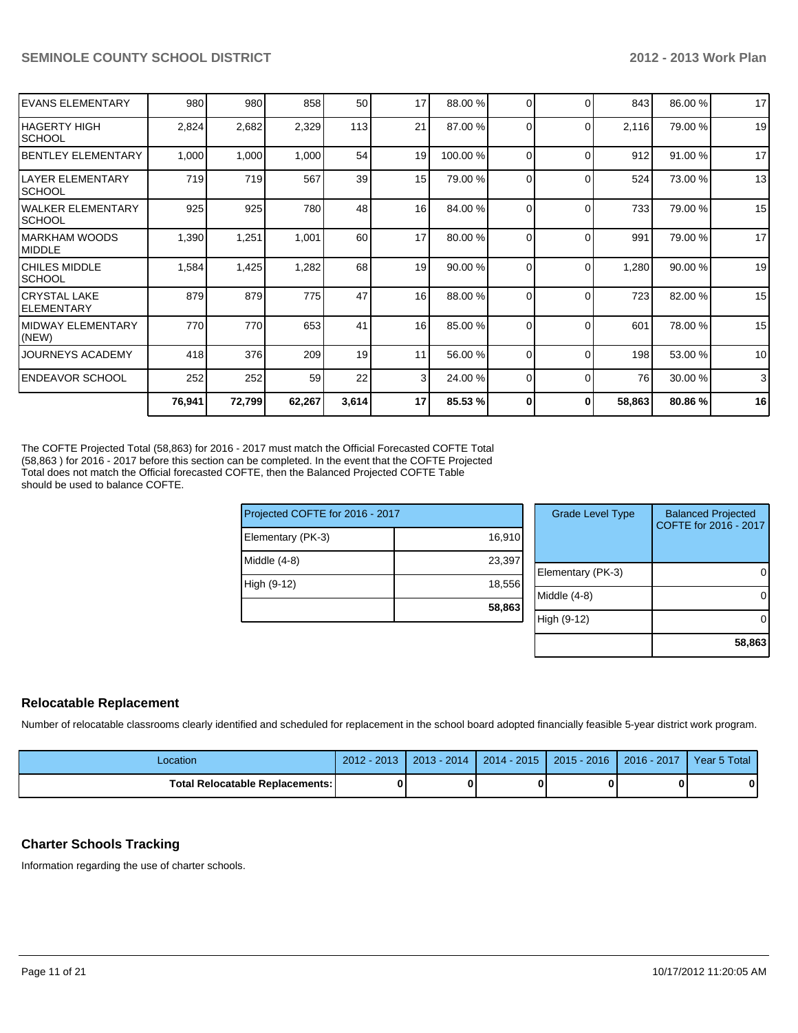| | | | | | | | | | | | |
|---|---|---|---|---|---|---|---|---|---|---|---|
| EVANS ELEMENTARY | 980 | 980 | 858 | 50 | 17 | 88.00 % | 0 | 0 | 843 | 86.00 % | 17 |
| HAGERTY HIGH SCHOOL | 2,824 | 2,682 | 2,329 | 113 | 21 | 87.00 % | 0 | 0 | 2,116 | 79.00 % | 19 |
| BENTLEY ELEMENTARY | 1,000 | 1,000 | 1,000 | 54 | 19 | 100.00 % | 0 | 0 | 912 | 91.00 % | 17 |
| LAYER ELEMENTARY SCHOOL | 719 | 719 | 567 | 39 | 15 | 79.00 % | 0 | 0 | 524 | 73.00 % | 13 |
| WALKER ELEMENTARY SCHOOL | 925 | 925 | 780 | 48 | 16 | 84.00 % | 0 | 0 | 733 | 79.00 % | 15 |
| MARKHAM WOODS MIDDLE | 1,390 | 1,251 | 1,001 | 60 | 17 | 80.00 % | 0 | 0 | 991 | 79.00 % | 17 |
| CHILES MIDDLE SCHOOL | 1,584 | 1,425 | 1,282 | 68 | 19 | 90.00 % | 0 | 0 | 1,280 | 90.00 % | 19 |
| CRYSTAL LAKE ELEMENTARY | 879 | 879 | 775 | 47 | 16 | 88.00 % | 0 | 0 | 723 | 82.00 % | 15 |
| MIDWAY ELEMENTARY (NEW) | 770 | 770 | 653 | 41 | 16 | 85.00 % | 0 | 0 | 601 | 78.00 % | 15 |
| JOURNEYS ACADEMY | 418 | 376 | 209 | 19 | 11 | 56.00 % | 0 | 0 | 198 | 53.00 % | 10 |
| ENDEAVOR SCHOOL | 252 | 252 | 59 | 22 | 3 | 24.00 % | 0 | 0 | 76 | 30.00 % | 3 |
| | **76,941** | **72,799** | **62,267** | **3,614** | **17** | **85.53 %** | **0** | **0** | **58,863** | **80.86 %** | **16** |

The COFTE Projected Total (58,863) for 2016 - 2017 must match the Official Forecasted COFTE Total (58,863 ) for 2016 - 2017 before this section can be completed. In the event that the COFTE Projected Total does not match the Official forecasted COFTE, then the Balanced Projected COFTE Table should be used to balance COFTE.

| Projected COFTE for 2016 - 2017 | |
|---|---|
| Elementary (PK-3) | 16,910 |
| Middle (4-8) | 23,397 |
| High (9-12) | 18,556 |
| | **58,863** |

| Grade Level Type | Balanced Projected COFTE for 2016 - 2017 |
|---|---|
| Elementary (PK-3) | 0 |
| Middle (4-8) | 0 |
| High (9-12) | 0 |
| | **58,863** |

## Relocatable Replacement

Number of relocatable classrooms clearly identified and scheduled for replacement in the school board adopted financially feasible 5-year district work program.

| Location | 2012 - 2013 | 2013 - 2014 | 2014 - 2015 | 2015 - 2016 | 2016 - 2017 | Year 5 Total |
|---|---|---|---|---|---|---|
| **Total Relocatable Replacements:** | **0** | **0** | **0** | **0** | **0** | **0** |

## Charter Schools Tracking

Information regarding the use of charter schools.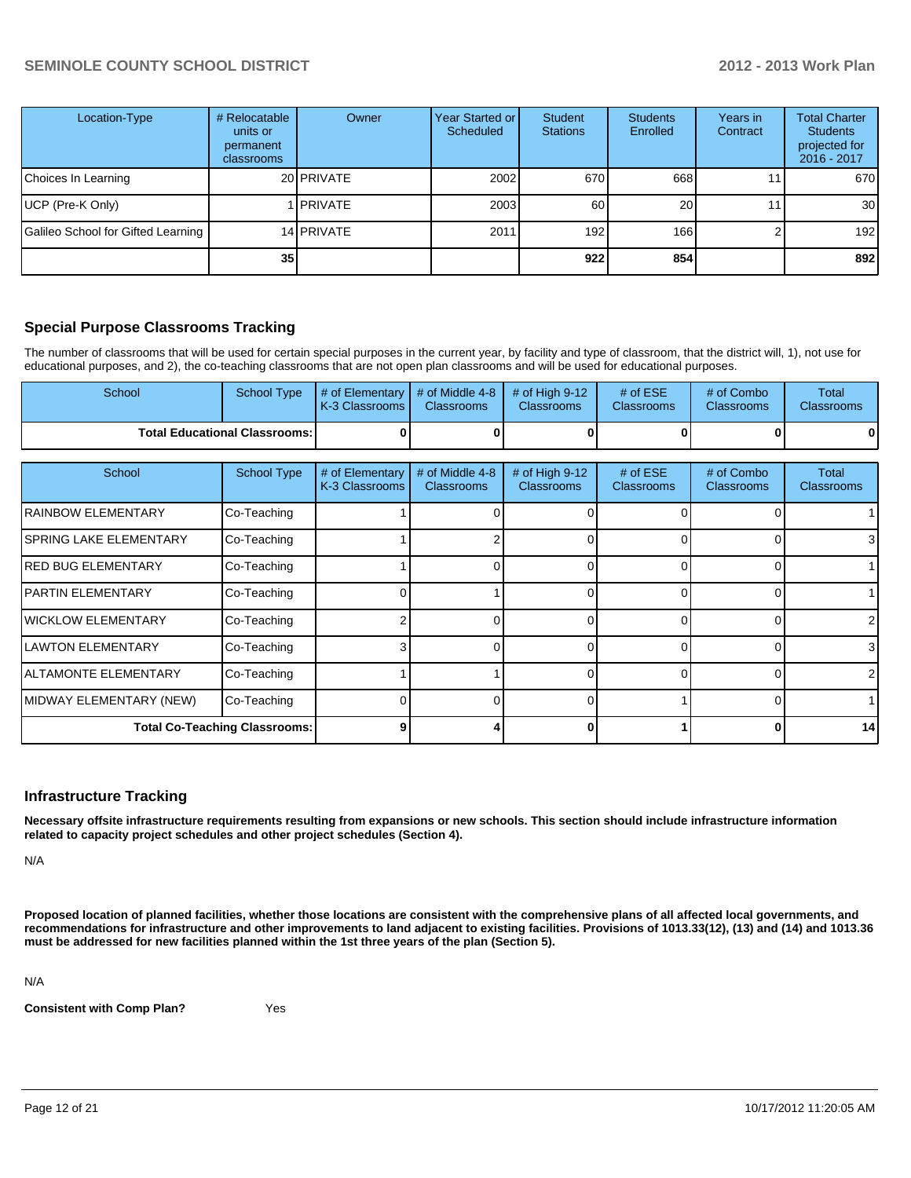| Location-Type | # Relocatable units or permanent classrooms | Owner | Year Started or Scheduled | Student Stations | Students Enrolled | Years in Contract | Total Charter Students projected for 2016 - 2017 |
|---|---|---|---|---|---|---|---|
| Choices In Learning | 20 | PRIVATE | 2002 | 670 | 668 | 11 | 670 |
| UCP (Pre-K Only) | 1 | PRIVATE | 2003 | 60 | 20 | 11 | 30 |
| Galileo School for Gifted Learning | 14 | PRIVATE | 2011 | 192 | 166 | 2 | 192 |
| | **35** | | | **922** | **854** | | **892** |

## Special Purpose Classrooms Tracking

The number of classrooms that will be used for certain special purposes in the current year, by facility and type of classroom, that the district will, 1), not use for educational purposes, and 2), the co-teaching classrooms that are not open plan classrooms and will be used for educational purposes.

| School | School Type | # of Elementary K-3 Classrooms | # of Middle 4-8 Classrooms | # of High 9-12 Classrooms | # of ESE Classrooms | # of Combo Classrooms | Total Classrooms |
|---|---|---|---|---|---|---|---|
| **Total Educational Classrooms:** | | **0** | **0** | **0** | **0** | **0** | **0** |

| School | School Type | # of Elementary K-3 Classrooms | # of Middle 4-8 Classrooms | # of High 9-12 Classrooms | # of ESE Classrooms | # of Combo Classrooms | Total Classrooms |
|---|---|---|---|---|---|---|---|
| RAINBOW ELEMENTARY | Co-Teaching | 1 | 0 | 0 | 0 | 0 | 1 |
| SPRING LAKE ELEMENTARY | Co-Teaching | 1 | 2 | 0 | 0 | 0 | 3 |
| RED BUG ELEMENTARY | Co-Teaching | 1 | 0 | 0 | 0 | 0 | 1 |
| PARTIN ELEMENTARY | Co-Teaching | 0 | 1 | 0 | 0 | 0 | 1 |
| WICKLOW ELEMENTARY | Co-Teaching | 2 | 0 | 0 | 0 | 0 | 2 |
| LAWTON ELEMENTARY | Co-Teaching | 3 | 0 | 0 | 0 | 0 | 3 |
| ALTAMONTE ELEMENTARY | Co-Teaching | 1 | 1 | 0 | 0 | 0 | 2 |
| MIDWAY ELEMENTARY (NEW) | Co-Teaching | 0 | 0 | 0 | 1 | 0 | 1 |
| **Total Co-Teaching Classrooms:** | | **9** | **4** | **0** | **1** | **0** | **14** |

## Infrastructure Tracking

**Necessary offsite infrastructure requirements resulting from expansions or new schools. This section should include infrastructure information related to capacity project schedules and other project schedules (Section 4).**

N/A

**Proposed location of planned facilities, whether those locations are consistent with the comprehensive plans of all affected local governments, and recommendations for infrastructure and other improvements to land adjacent to existing facilities. Provisions of 1013.33(12), (13) and (14) and 1013.36 must be addressed for new facilities planned within the 1st three years of the plan (Section 5).**

N/A

**Consistent with Comp Plan?** Yes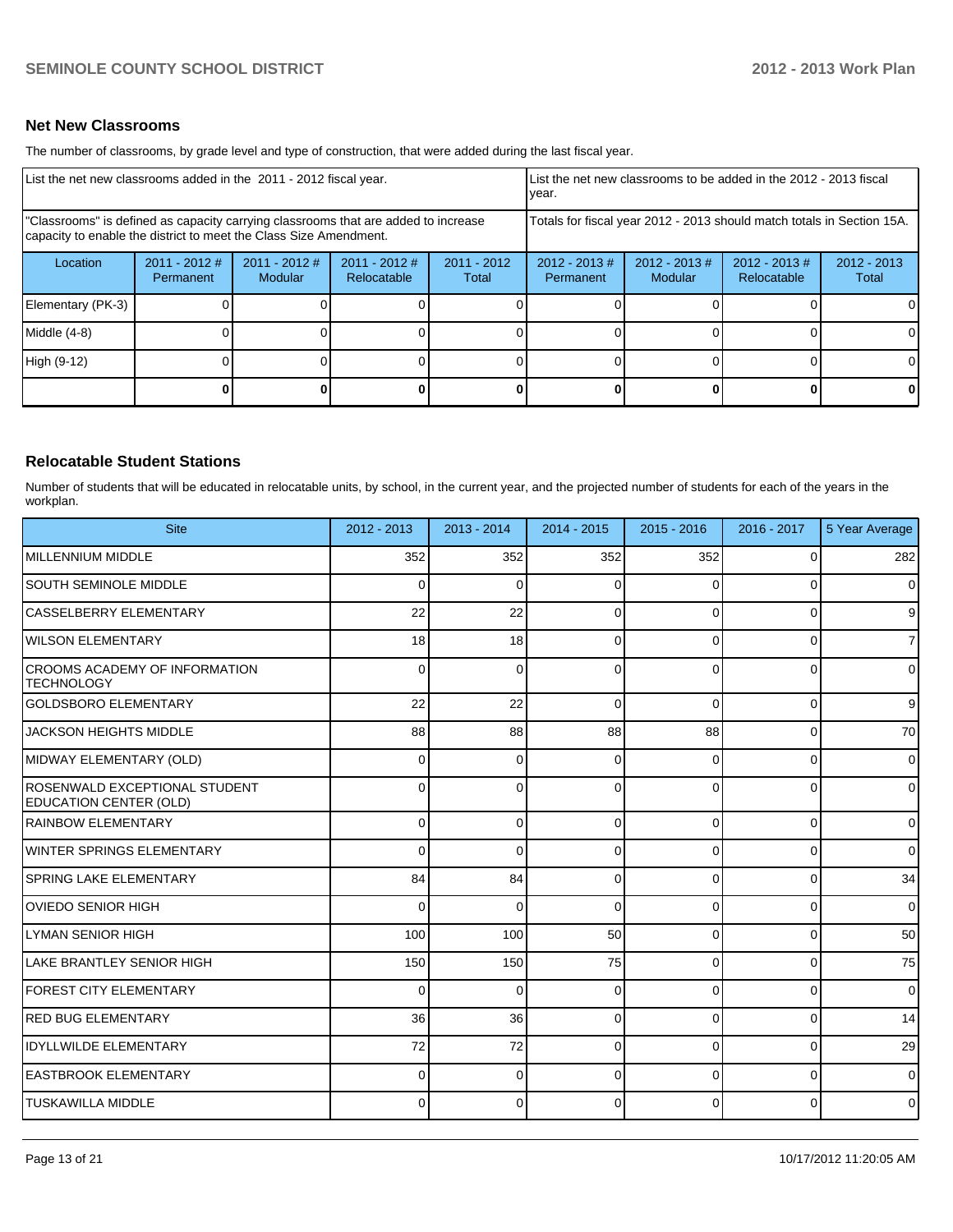## Net New Classrooms

The number of classrooms, by grade level and type of construction, that were added during the last fiscal year.

| List the net new classrooms added in the 2011 - 2012 fiscal year. | | | | | List the net new classrooms to be added in the 2012 - 2013 fiscal year. | | | |
|---|---|---|---|---|---|---|---|---|
| "Classrooms" is defined as capacity carrying classrooms that are added to increase capacity to enable the district to meet the Class Size Amendment. | | | | | Totals for fiscal year 2012 - 2013 should match totals in Section 15A. | | | |
| Location | 2011 - 2012 # Permanent | 2011 - 2012 # Modular | 2011 - 2012 # Relocatable | 2011 - 2012 Total | 2012 - 2013 # Permanent | 2012 - 2013 # Modular | 2012 - 2013 # Relocatable | 2012 - 2013 Total |
| Elementary (PK-3) | 0 | 0 | 0 | 0 | 0 | 0 | 0 | 0 |
| Middle (4-8) | 0 | 0 | 0 | 0 | 0 | 0 | 0 | 0 |
| High (9-12) | 0 | 0 | 0 | 0 | 0 | 0 | 0 | 0 |
| | **0** | **0** | **0** | **0** | **0** | **0** | **0** | **0** |

## Relocatable Student Stations

Number of students that will be educated in relocatable units, by school, in the current year, and the projected number of students for each of the years in the workplan.

| Site | 2012 - 2013 | 2013 - 2014 | 2014 - 2015 | 2015 - 2016 | 2016 - 2017 | 5 Year Average |
|---|---|---|---|---|---|---|
| MILLENNIUM MIDDLE | 352 | 352 | 352 | 352 | 0 | 282 |
| SOUTH SEMINOLE MIDDLE | 0 | 0 | 0 | 0 | 0 | 0 |
| CASSELBERRY ELEMENTARY | 22 | 22 | 0 | 0 | 0 | 9 |
| WILSON ELEMENTARY | 18 | 18 | 0 | 0 | 0 | 7 |
| CROOMS ACADEMY OF INFORMATION TECHNOLOGY | 0 | 0 | 0 | 0 | 0 | 0 |
| GOLDSBORO ELEMENTARY | 22 | 22 | 0 | 0 | 0 | 9 |
| JACKSON HEIGHTS MIDDLE | 88 | 88 | 88 | 88 | 0 | 70 |
| MIDWAY ELEMENTARY (OLD) | 0 | 0 | 0 | 0 | 0 | 0 |
| ROSENWALD EXCEPTIONAL STUDENT EDUCATION CENTER (OLD) | 0 | 0 | 0 | 0 | 0 | 0 |
| RAINBOW ELEMENTARY | 0 | 0 | 0 | 0 | 0 | 0 |
| WINTER SPRINGS ELEMENTARY | 0 | 0 | 0 | 0 | 0 | 0 |
| SPRING LAKE ELEMENTARY | 84 | 84 | 0 | 0 | 0 | 34 |
| OVIEDO SENIOR HIGH | 0 | 0 | 0 | 0 | 0 | 0 |
| LYMAN SENIOR HIGH | 100 | 100 | 50 | 0 | 0 | 50 |
| LAKE BRANTLEY SENIOR HIGH | 150 | 150 | 75 | 0 | 0 | 75 |
| FOREST CITY ELEMENTARY | 0 | 0 | 0 | 0 | 0 | 0 |
| RED BUG ELEMENTARY | 36 | 36 | 0 | 0 | 0 | 14 |
| IDYLLWILDE ELEMENTARY | 72 | 72 | 0 | 0 | 0 | 29 |
| EASTBROOK ELEMENTARY | 0 | 0 | 0 | 0 | 0 | 0 |
| TUSKAWILLA MIDDLE | 0 | 0 | 0 | 0 | 0 | 0 |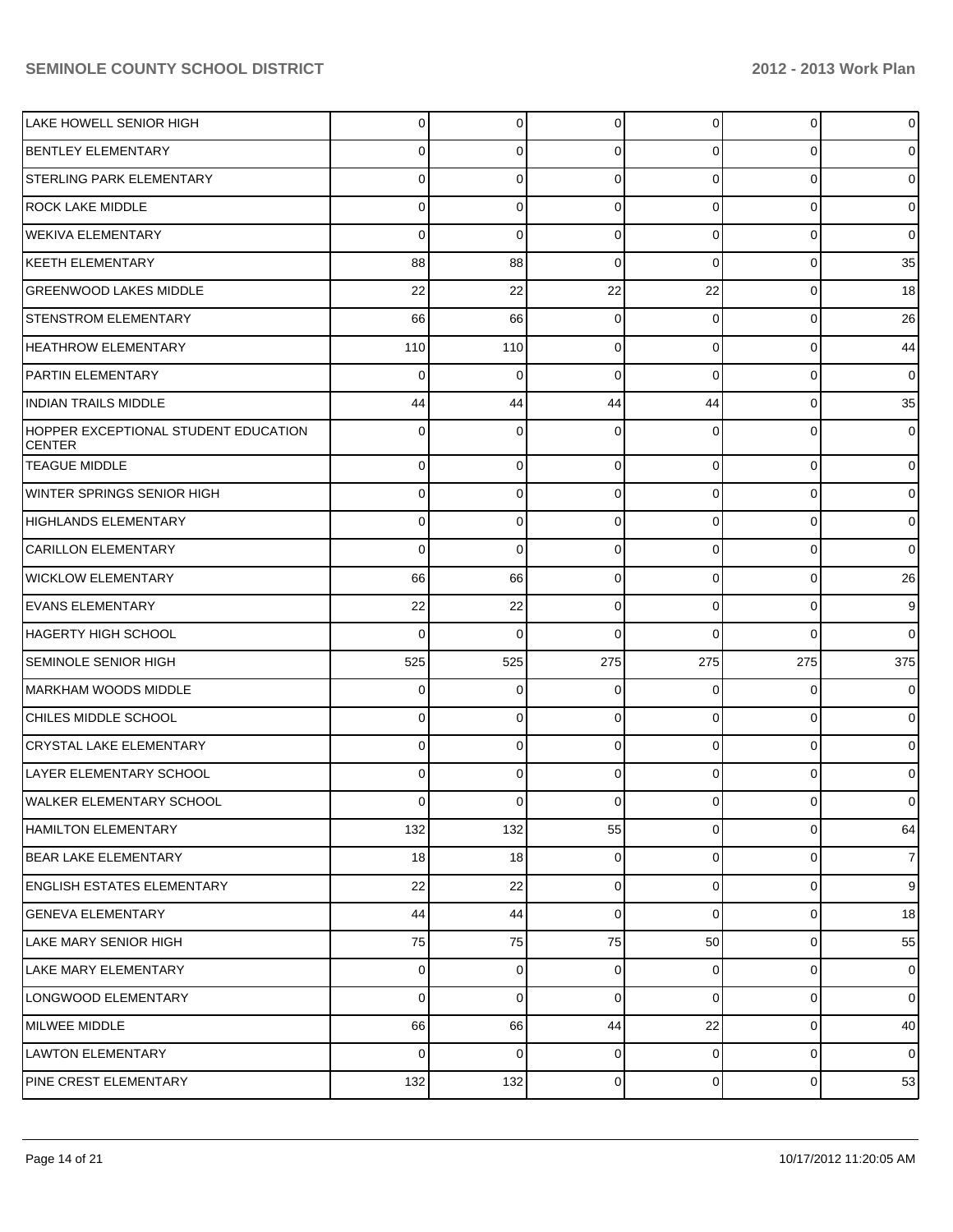| | | | | | | |
|---|---|---|---|---|---|---|
| LAKE HOWELL SENIOR HIGH | 0 | 0 | 0 | 0 | 0 | 0 |
| BENTLEY ELEMENTARY | 0 | 0 | 0 | 0 | 0 | 0 |
| STERLING PARK ELEMENTARY | 0 | 0 | 0 | 0 | 0 | 0 |
| ROCK LAKE MIDDLE | 0 | 0 | 0 | 0 | 0 | 0 |
| WEKIVA ELEMENTARY | 0 | 0 | 0 | 0 | 0 | 0 |
| KEETH ELEMENTARY | 88 | 88 | 0 | 0 | 0 | 35 |
| GREENWOOD LAKES MIDDLE | 22 | 22 | 22 | 22 | 0 | 18 |
| STENSTROM ELEMENTARY | 66 | 66 | 0 | 0 | 0 | 26 |
| HEATHROW ELEMENTARY | 110 | 110 | 0 | 0 | 0 | 44 |
| PARTIN ELEMENTARY | 0 | 0 | 0 | 0 | 0 | 0 |
| INDIAN TRAILS MIDDLE | 44 | 44 | 44 | 44 | 0 | 35 |
| HOPPER EXCEPTIONAL STUDENT EDUCATION CENTER | 0 | 0 | 0 | 0 | 0 | 0 |
| TEAGUE MIDDLE | 0 | 0 | 0 | 0 | 0 | 0 |
| WINTER SPRINGS SENIOR HIGH | 0 | 0 | 0 | 0 | 0 | 0 |
| HIGHLANDS ELEMENTARY | 0 | 0 | 0 | 0 | 0 | 0 |
| CARILLON ELEMENTARY | 0 | 0 | 0 | 0 | 0 | 0 |
| WICKLOW ELEMENTARY | 66 | 66 | 0 | 0 | 0 | 26 |
| EVANS ELEMENTARY | 22 | 22 | 0 | 0 | 0 | 9 |
| HAGERTY HIGH SCHOOL | 0 | 0 | 0 | 0 | 0 | 0 |
| SEMINOLE SENIOR HIGH | 525 | 525 | 275 | 275 | 275 | 375 |
| MARKHAM WOODS MIDDLE | 0 | 0 | 0 | 0 | 0 | 0 |
| CHILES MIDDLE SCHOOL | 0 | 0 | 0 | 0 | 0 | 0 |
| CRYSTAL LAKE ELEMENTARY | 0 | 0 | 0 | 0 | 0 | 0 |
| LAYER ELEMENTARY SCHOOL | 0 | 0 | 0 | 0 | 0 | 0 |
| WALKER ELEMENTARY SCHOOL | 0 | 0 | 0 | 0 | 0 | 0 |
| HAMILTON ELEMENTARY | 132 | 132 | 55 | 0 | 0 | 64 |
| BEAR LAKE ELEMENTARY | 18 | 18 | 0 | 0 | 0 | 7 |
| ENGLISH ESTATES ELEMENTARY | 22 | 22 | 0 | 0 | 0 | 9 |
| GENEVA ELEMENTARY | 44 | 44 | 0 | 0 | 0 | 18 |
| LAKE MARY SENIOR HIGH | 75 | 75 | 75 | 50 | 0 | 55 |
| LAKE MARY ELEMENTARY | 0 | 0 | 0 | 0 | 0 | 0 |
| LONGWOOD ELEMENTARY | 0 | 0 | 0 | 0 | 0 | 0 |
| MILWEE MIDDLE | 66 | 66 | 44 | 22 | 0 | 40 |
| LAWTON ELEMENTARY | 0 | 0 | 0 | 0 | 0 | 0 |
| PINE CREST ELEMENTARY | 132 | 132 | 0 | 0 | 0 | 53 |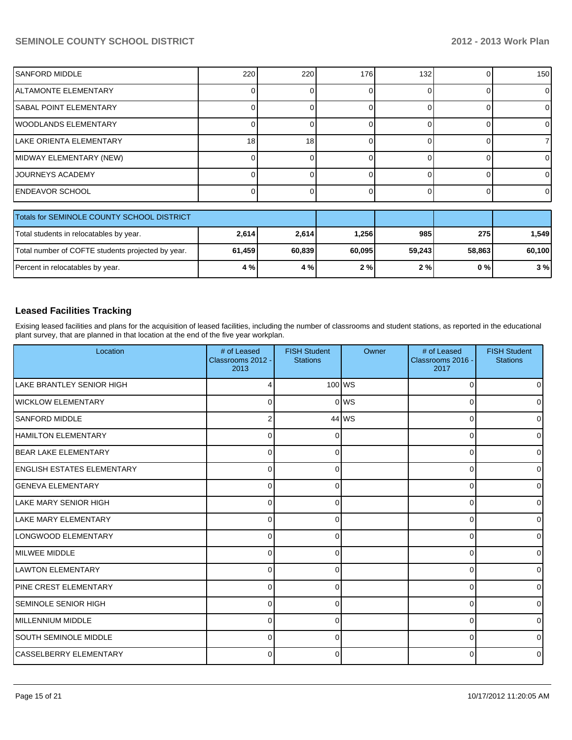| | | | | | | |
|---|---|---|---|---|---|---|
| SANFORD MIDDLE | 220 | 220 | 176 | 132 | 0 | 150 |
| ALTAMONTE ELEMENTARY | 0 | 0 | 0 | 0 | 0 | 0 |
| SABAL POINT ELEMENTARY | 0 | 0 | 0 | 0 | 0 | 0 |
| WOODLANDS ELEMENTARY | 0 | 0 | 0 | 0 | 0 | 0 |
| LAKE ORIENTA ELEMENTARY | 18 | 18 | 0 | 0 | 0 | 7 |
| MIDWAY ELEMENTARY (NEW) | 0 | 0 | 0 | 0 | 0 | 0 |
| JOURNEYS ACADEMY | 0 | 0 | 0 | 0 | 0 | 0 |
| ENDEAVOR SCHOOL | 0 | 0 | 0 | 0 | 0 | 0 |

| Totals for SEMINOLE COUNTY SCHOOL DISTRICT | | | | | | |
|---|---|---|---|---|---|---|
| Total students in relocatables by year. | **2,614** | **2,614** | **1,256** | **985** | **275** | **1,549** |
| Total number of COFTE students projected by year. | **61,459** | **60,839** | **60,095** | **59,243** | **58,863** | **60,100** |
| Percent in relocatables by year. | **4 %** | **4 %** | **2 %** | **2 %** | **0 %** | **3 %** |

## Leased Facilities Tracking

Exising leased facilities and plans for the acquisition of leased facilities, including the number of classrooms and student stations, as reported in the educational plant survey, that are planned in that location at the end of the five year workplan.

| Location | # of Leased Classrooms 2012 - 2013 | FISH Student Stations | Owner | # of Leased Classrooms 2016 - 2017 | FISH Student Stations |
|---|---|---|---|---|---|
| LAKE BRANTLEY SENIOR HIGH | 4 | 100 | WS | 0 | 0 |
| WICKLOW ELEMENTARY | 0 | 0 | WS | 0 | 0 |
| SANFORD MIDDLE | 2 | 44 | WS | 0 | 0 |
| HAMILTON ELEMENTARY | 0 | 0 | | 0 | 0 |
| BEAR LAKE ELEMENTARY | 0 | 0 | | 0 | 0 |
| ENGLISH ESTATES ELEMENTARY | 0 | 0 | | 0 | 0 |
| GENEVA ELEMENTARY | 0 | 0 | | 0 | 0 |
| LAKE MARY SENIOR HIGH | 0 | 0 | | 0 | 0 |
| LAKE MARY ELEMENTARY | 0 | 0 | | 0 | 0 |
| LONGWOOD ELEMENTARY | 0 | 0 | | 0 | 0 |
| MILWEE MIDDLE | 0 | 0 | | 0 | 0 |
| LAWTON ELEMENTARY | 0 | 0 | | 0 | 0 |
| PINE CREST ELEMENTARY | 0 | 0 | | 0 | 0 |
| SEMINOLE SENIOR HIGH | 0 | 0 | | 0 | 0 |
| MILLENNIUM MIDDLE | 0 | 0 | | 0 | 0 |
| SOUTH SEMINOLE MIDDLE | 0 | 0 | | 0 | 0 |
| CASSELBERRY ELEMENTARY | 0 | 0 | | 0 | 0 |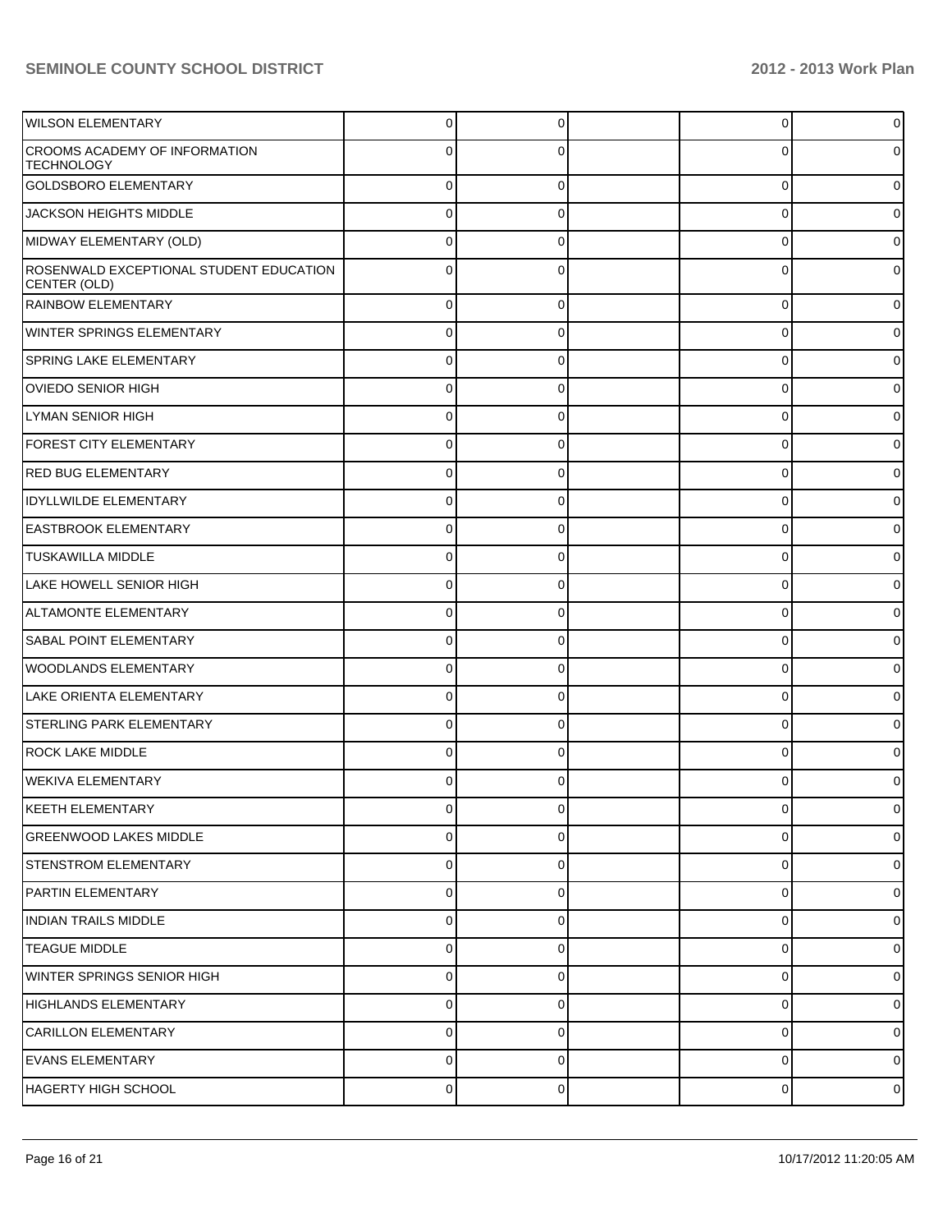| | | | | | |
|---|---|---|---|---|---|
| WILSON ELEMENTARY | 0 | 0 | | 0 | 0 |
| CROOMS ACADEMY OF INFORMATION TECHNOLOGY | 0 | 0 | | 0 | 0 |
| GOLDSBORO ELEMENTARY | 0 | 0 | | 0 | 0 |
| JACKSON HEIGHTS MIDDLE | 0 | 0 | | 0 | 0 |
| MIDWAY ELEMENTARY (OLD) | 0 | 0 | | 0 | 0 |
| ROSENWALD EXCEPTIONAL STUDENT EDUCATION CENTER (OLD) | 0 | 0 | | 0 | 0 |
| RAINBOW ELEMENTARY | 0 | 0 | | 0 | 0 |
| WINTER SPRINGS ELEMENTARY | 0 | 0 | | 0 | 0 |
| SPRING LAKE ELEMENTARY | 0 | 0 | | 0 | 0 |
| OVIEDO SENIOR HIGH | 0 | 0 | | 0 | 0 |
| LYMAN SENIOR HIGH | 0 | 0 | | 0 | 0 |
| FOREST CITY ELEMENTARY | 0 | 0 | | 0 | 0 |
| RED BUG ELEMENTARY | 0 | 0 | | 0 | 0 |
| IDYLLWILDE ELEMENTARY | 0 | 0 | | 0 | 0 |
| EASTBROOK ELEMENTARY | 0 | 0 | | 0 | 0 |
| TUSKAWILLA MIDDLE | 0 | 0 | | 0 | 0 |
| LAKE HOWELL SENIOR HIGH | 0 | 0 | | 0 | 0 |
| ALTAMONTE ELEMENTARY | 0 | 0 | | 0 | 0 |
| SABAL POINT ELEMENTARY | 0 | 0 | | 0 | 0 |
| WOODLANDS ELEMENTARY | 0 | 0 | | 0 | 0 |
| LAKE ORIENTA ELEMENTARY | 0 | 0 | | 0 | 0 |
| STERLING PARK ELEMENTARY | 0 | 0 | | 0 | 0 |
| ROCK LAKE MIDDLE | 0 | 0 | | 0 | 0 |
| WEKIVA ELEMENTARY | 0 | 0 | | 0 | 0 |
| KEETH ELEMENTARY | 0 | 0 | | 0 | 0 |
| GREENWOOD LAKES MIDDLE | 0 | 0 | | 0 | 0 |
| STENSTROM ELEMENTARY | 0 | 0 | | 0 | 0 |
| PARTIN ELEMENTARY | 0 | 0 | | 0 | 0 |
| INDIAN TRAILS MIDDLE | 0 | 0 | | 0 | 0 |
| TEAGUE MIDDLE | 0 | 0 | | 0 | 0 |
| WINTER SPRINGS SENIOR HIGH | 0 | 0 | | 0 | 0 |
| HIGHLANDS ELEMENTARY | 0 | 0 | | 0 | 0 |
| CARILLON ELEMENTARY | 0 | 0 | | 0 | 0 |
| EVANS ELEMENTARY | 0 | 0 | | 0 | 0 |
| HAGERTY HIGH SCHOOL | 0 | 0 | | 0 | 0 |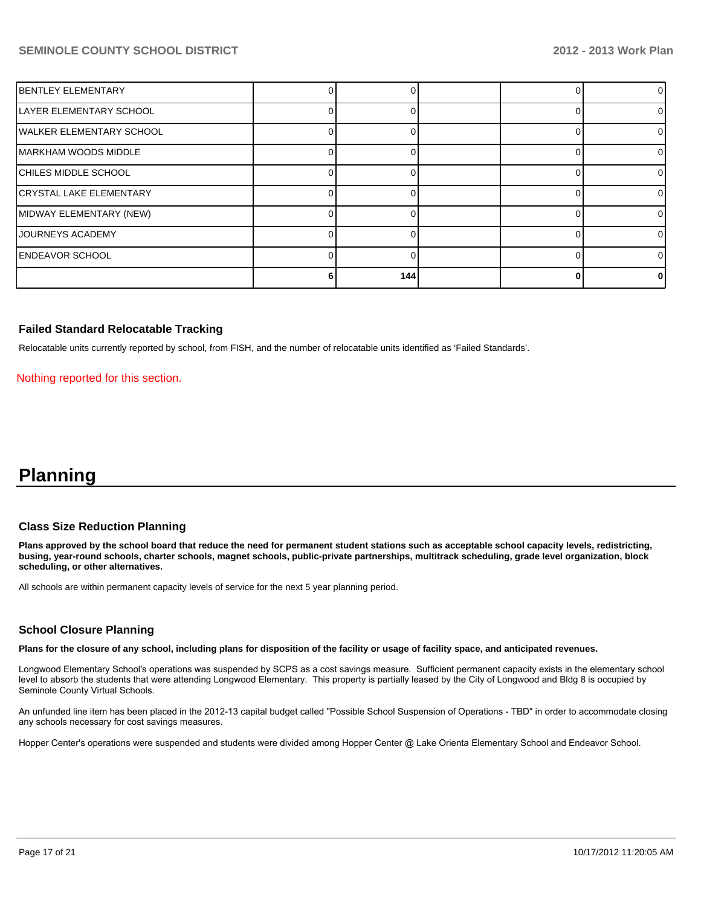| | | | | | |
|---|---|---|---|---|---|
| BENTLEY ELEMENTARY | 0 | 0 | | 0 | 0 |
| LAYER ELEMENTARY SCHOOL | 0 | 0 | | 0 | 0 |
| WALKER ELEMENTARY SCHOOL | 0 | 0 | | 0 | 0 |
| MARKHAM WOODS MIDDLE | 0 | 0 | | 0 | 0 |
| CHILES MIDDLE SCHOOL | 0 | 0 | | 0 | 0 |
| CRYSTAL LAKE ELEMENTARY | 0 | 0 | | 0 | 0 |
| MIDWAY ELEMENTARY (NEW) | 0 | 0 | | 0 | 0 |
| JOURNEYS ACADEMY | 0 | 0 | | 0 | 0 |
| ENDEAVOR SCHOOL | 0 | 0 | | 0 | 0 |
| | **6** | **144** | | **0** | **0** |

### Failed Standard Relocatable Tracking

Relocatable units currently reported by school, from FISH, and the number of relocatable units identified as 'Failed Standards'.

Nothing reported for this section.

# Planning

### Class Size Reduction Planning

**Plans approved by the school board that reduce the need for permanent student stations such as acceptable school capacity levels, redistricting, busing, year-round schools, charter schools, magnet schools, public-private partnerships, multitrack scheduling, grade level organization, block scheduling, or other alternatives.**

All schools are within permanent capacity levels of service for the next 5 year planning period.

### School Closure Planning

**Plans for the closure of any school, including plans for disposition of the facility or usage of facility space, and anticipated revenues.**

Longwood Elementary School's operations was suspended by SCPS as a cost savings measure. Sufficient permanent capacity exists in the elementary school level to absorb the students that were attending Longwood Elementary. This property is partially leased by the City of Longwood and Bldg 8 is occupied by Seminole County Virtual Schools.

An unfunded line item has been placed in the 2012-13 capital budget called "Possible School Suspension of Operations - TBD" in order to accommodate closing any schools necessary for cost savings measures.

Hopper Center's operations were suspended and students were divided among Hopper Center @ Lake Orienta Elementary School and Endeavor School.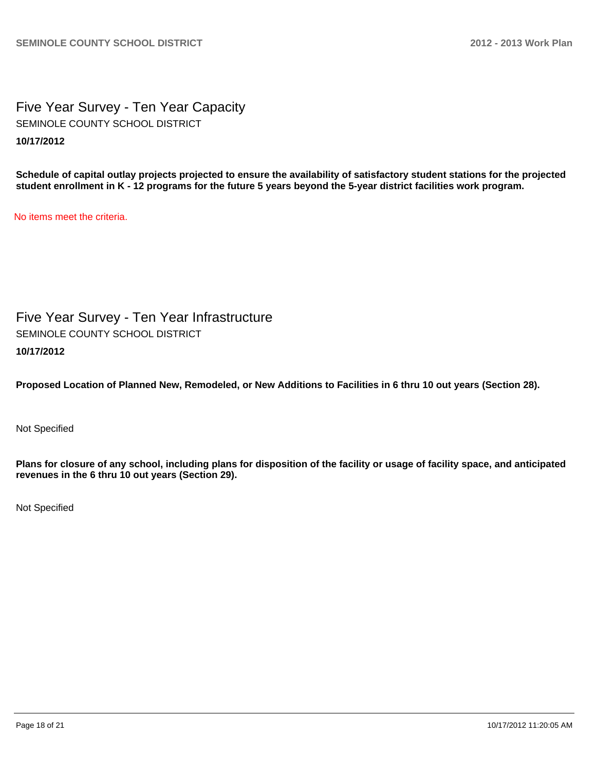# Five Year Survey - Ten Year Capacity

SEMINOLE COUNTY SCHOOL DISTRICT

**10/17/2012**

**Schedule of capital outlay projects projected to ensure the availability of satisfactory student stations for the projected student enrollment in K - 12 programs for the future 5 years beyond the 5-year district facilities work program.**

No items meet the criteria.

# Five Year Survey - Ten Year Infrastructure

SEMINOLE COUNTY SCHOOL DISTRICT

**10/17/2012**

**Proposed Location of Planned New, Remodeled, or New Additions to Facilities in 6 thru 10 out years (Section 28).**

Not Specified

**Plans for closure of any school, including plans for disposition of the facility or usage of facility space, and anticipated revenues in the 6 thru 10 out years (Section 29).**

Not Specified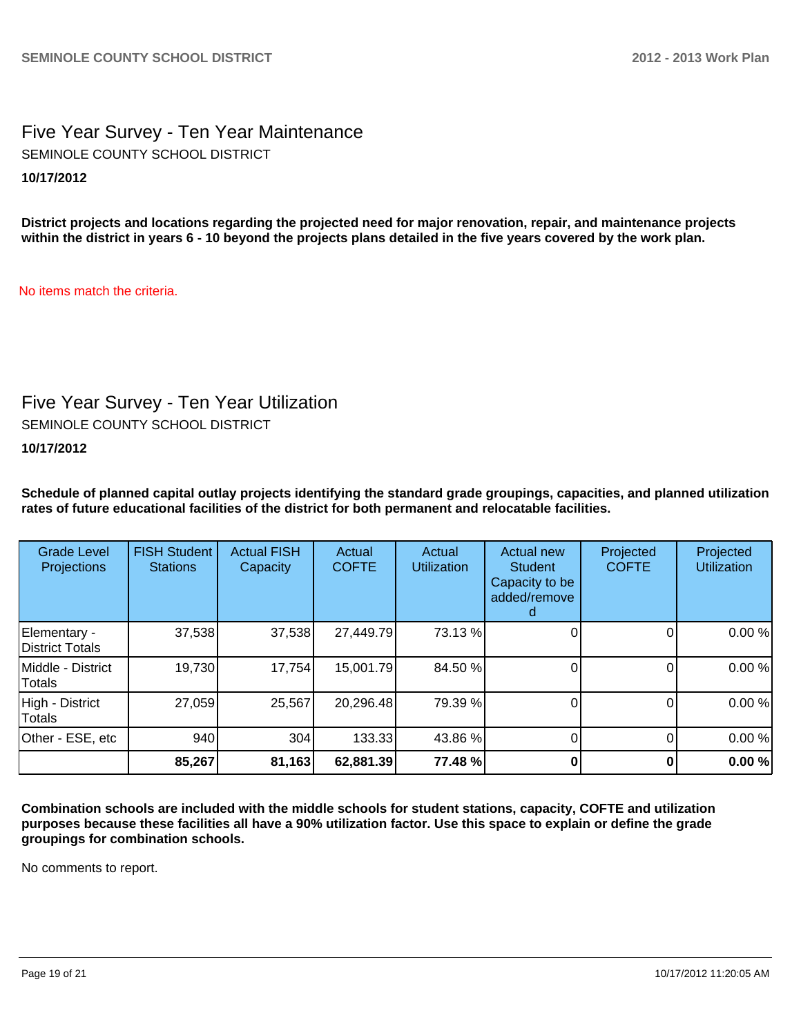## Five Year Survey - Ten Year Maintenance

SEMINOLE COUNTY SCHOOL DISTRICT

**10/17/2012**

**District projects and locations regarding the projected need for major renovation, repair, and maintenance projects within the district in years 6 - 10 beyond the projects plans detailed in the five years covered by the work plan.**

No items match the criteria.

## Five Year Survey - Ten Year Utilization

SEMINOLE COUNTY SCHOOL DISTRICT

**10/17/2012**

**Schedule of planned capital outlay projects identifying the standard grade groupings, capacities, and planned utilization rates of future educational facilities of the district for both permanent and relocatable facilities.**

| Grade Level Projections | FISH Student Stations | Actual FISH Capacity | Actual COFTE | Actual Utilization | Actual new Student Capacity to be added/removed | Projected COFTE | Projected Utilization |
|---|---|---|---|---|---|---|---|
| Elementary - District Totals | 37,538 | 37,538 | 27,449.79 | 73.13 % | 0 | 0 | 0.00 % |
| Middle - District Totals | 19,730 | 17,754 | 15,001.79 | 84.50 % | 0 | 0 | 0.00 % |
| High - District Totals | 27,059 | 25,567 | 20,296.48 | 79.39 % | 0 | 0 | 0.00 % |
| Other - ESE, etc | 940 | 304 | 133.33 | 43.86 % | 0 | 0 | 0.00 % |
| | **85,267** | **81,163** | **62,881.39** | **77.48 %** | **0** | **0** | **0.00 %** |

**Combination schools are included with the middle schools for student stations, capacity, COFTE and utilization purposes because these facilities all have a 90% utilization factor. Use this space to explain or define the grade groupings for combination schools.**

No comments to report.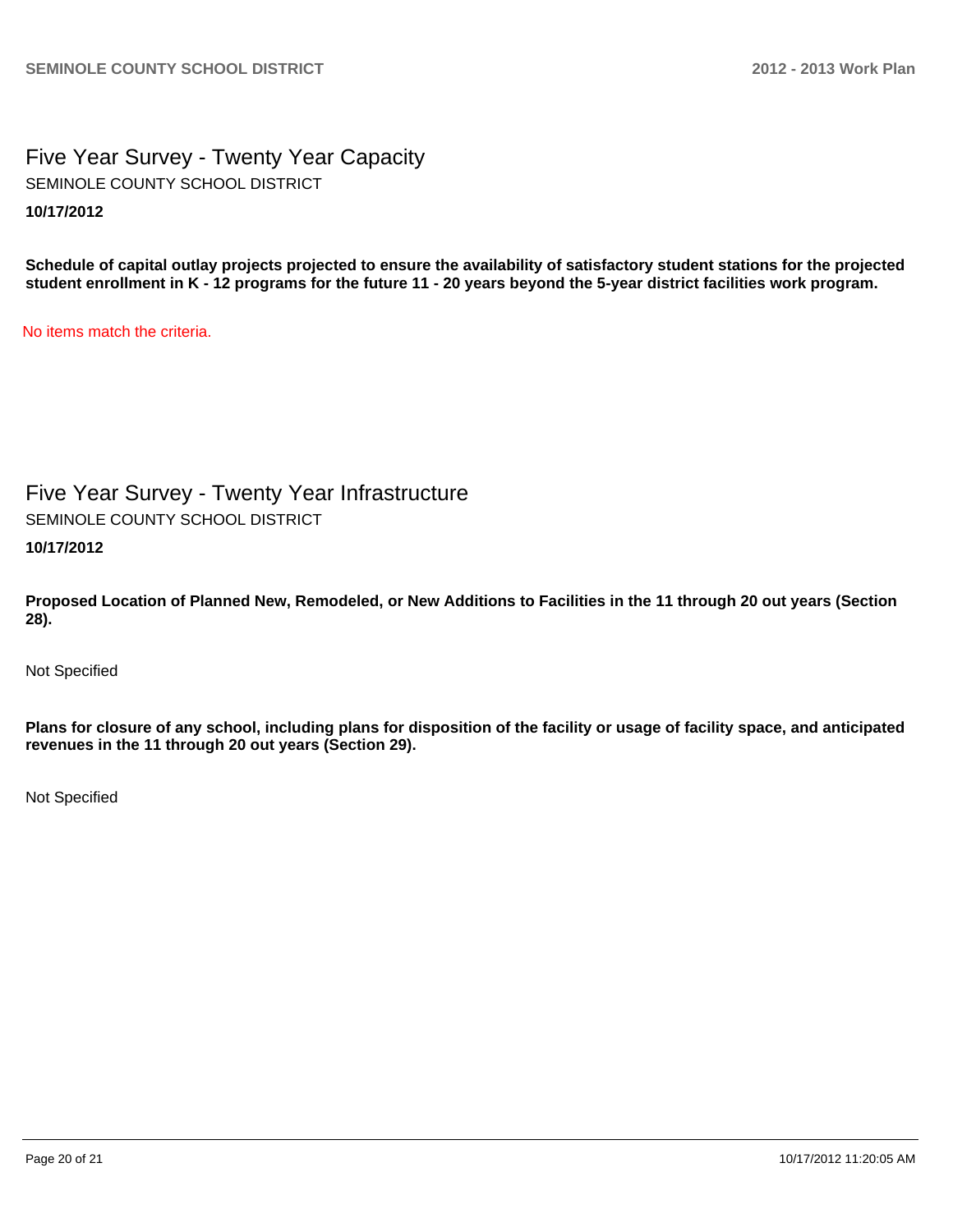## Five Year Survey - Twenty Year Capacity

SEMINOLE COUNTY SCHOOL DISTRICT

**10/17/2012**

**Schedule of capital outlay projects projected to ensure the availability of satisfactory student stations for the projected student enrollment in K - 12 programs for the future 11 - 20 years beyond the 5-year district facilities work program.**

No items match the criteria.

## Five Year Survey - Twenty Year Infrastructure

SEMINOLE COUNTY SCHOOL DISTRICT

**10/17/2012**

**Proposed Location of Planned New, Remodeled, or New Additions to Facilities in the 11 through 20 out years (Section 28).**

Not Specified

**Plans for closure of any school, including plans for disposition of the facility or usage of facility space, and anticipated revenues in the 11 through 20 out years (Section 29).**

Not Specified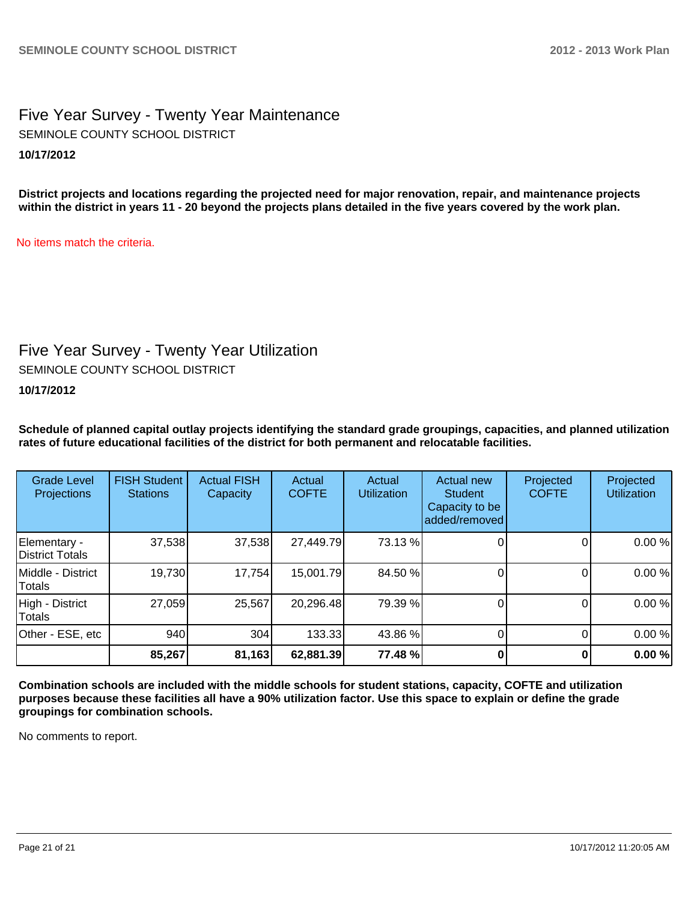## Five Year Survey - Twenty Year Maintenance

SEMINOLE COUNTY SCHOOL DISTRICT

**10/17/2012**

**District projects and locations regarding the projected need for major renovation, repair, and maintenance projects within the district in years 11 - 20 beyond the projects plans detailed in the five years covered by the work plan.**

No items match the criteria.

## Five Year Survey - Twenty Year Utilization

SEMINOLE COUNTY SCHOOL DISTRICT

**10/17/2012**

**Schedule of planned capital outlay projects identifying the standard grade groupings, capacities, and planned utilization rates of future educational facilities of the district for both permanent and relocatable facilities.**

| Grade Level Projections | FISH Student Stations | Actual FISH Capacity | Actual COFTE | Actual Utilization | Actual new Student Capacity to be added/removed | Projected COFTE | Projected Utilization |
|---|---|---|---|---|---|---|---|
| Elementary - District Totals | 37,538 | 37,538 | 27,449.79 | 73.13 % | 0 | 0 | 0.00 % |
| Middle - District Totals | 19,730 | 17,754 | 15,001.79 | 84.50 % | 0 | 0 | 0.00 % |
| High - District Totals | 27,059 | 25,567 | 20,296.48 | 79.39 % | 0 | 0 | 0.00 % |
| Other - ESE, etc | 940 | 304 | 133.33 | 43.86 % | 0 | 0 | 0.00 % |
| | **85,267** | **81,163** | **62,881.39** | **77.48 %** | **0** | **0** | **0.00 %** |

**Combination schools are included with the middle schools for student stations, capacity, COFTE and utilization purposes because these facilities all have a 90% utilization factor. Use this space to explain or define the grade groupings for combination schools.**

No comments to report.